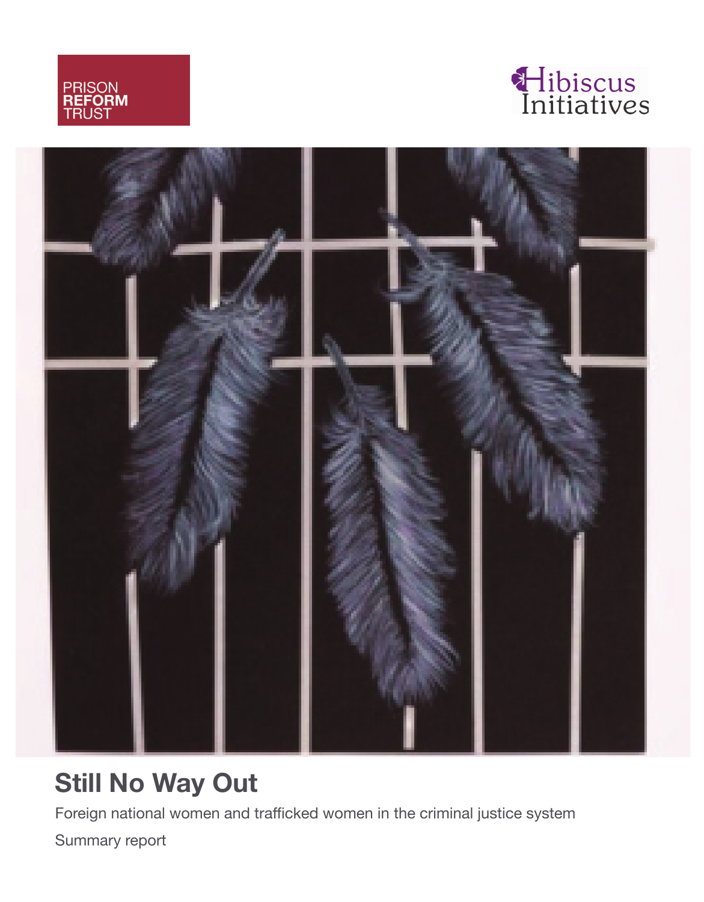PRISON
**REFORM**
TRUST

Hibiscus
Initiatives

# Still No Way Out

Foreign national women and trafficked women in the criminal justice system

Summary report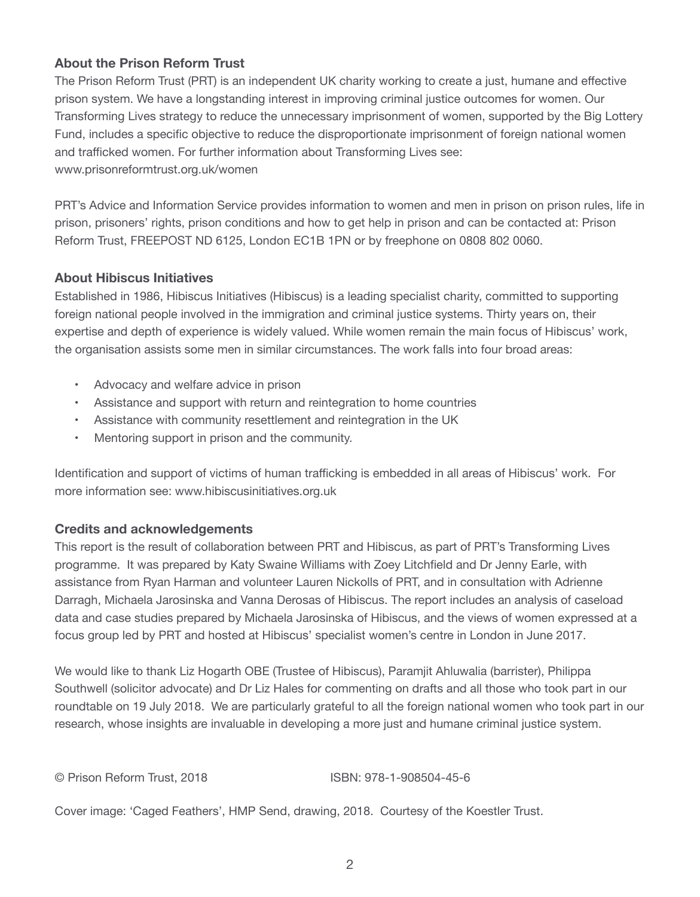## About the Prison Reform Trust

The Prison Reform Trust (PRT) is an independent UK charity working to create a just, humane and effective prison system. We have a longstanding interest in improving criminal justice outcomes for women. Our Transforming Lives strategy to reduce the unnecessary imprisonment of women, supported by the Big Lottery Fund, includes a specific objective to reduce the disproportionate imprisonment of foreign national women and trafficked women. For further information about Transforming Lives see: www.prisonreformtrust.org.uk/women

PRT's Advice and Information Service provides information to women and men in prison on prison rules, life in prison, prisoners' rights, prison conditions and how to get help in prison and can be contacted at: Prison Reform Trust, FREEPOST ND 6125, London EC1B 1PN or by freephone on 0808 802 0060.

## About Hibiscus Initiatives

Established in 1986, Hibiscus Initiatives (Hibiscus) is a leading specialist charity, committed to supporting foreign national people involved in the immigration and criminal justice systems. Thirty years on, their expertise and depth of experience is widely valued. While women remain the main focus of Hibiscus' work, the organisation assists some men in similar circumstances. The work falls into four broad areas:

- Advocacy and welfare advice in prison
- Assistance and support with return and reintegration to home countries
- Assistance with community resettlement and reintegration in the UK
- Mentoring support in prison and the community.

Identification and support of victims of human trafficking is embedded in all areas of Hibiscus' work. For more information see: www.hibiscusinitiatives.org.uk

## Credits and acknowledgements

This report is the result of collaboration between PRT and Hibiscus, as part of PRT's Transforming Lives programme. It was prepared by Katy Swaine Williams with Zoey Litchfield and Dr Jenny Earle, with assistance from Ryan Harman and volunteer Lauren Nickolls of PRT, and in consultation with Adrienne Darragh, Michaela Jarosinska and Vanna Derosas of Hibiscus. The report includes an analysis of caseload data and case studies prepared by Michaela Jarosinska of Hibiscus, and the views of women expressed at a focus group led by PRT and hosted at Hibiscus' specialist women's centre in London in June 2017.

We would like to thank Liz Hogarth OBE (Trustee of Hibiscus), Paramjit Ahluwalia (barrister), Philippa Southwell (solicitor advocate) and Dr Liz Hales for commenting on drafts and all those who took part in our roundtable on 19 July 2018. We are particularly grateful to all the foreign national women who took part in our research, whose insights are invaluable in developing a more just and humane criminal justice system.

© Prison Reform Trust, 2018 ISBN: 978-1-908504-45-6

Cover image: 'Caged Feathers', HMP Send, drawing, 2018. Courtesy of the Koestler Trust.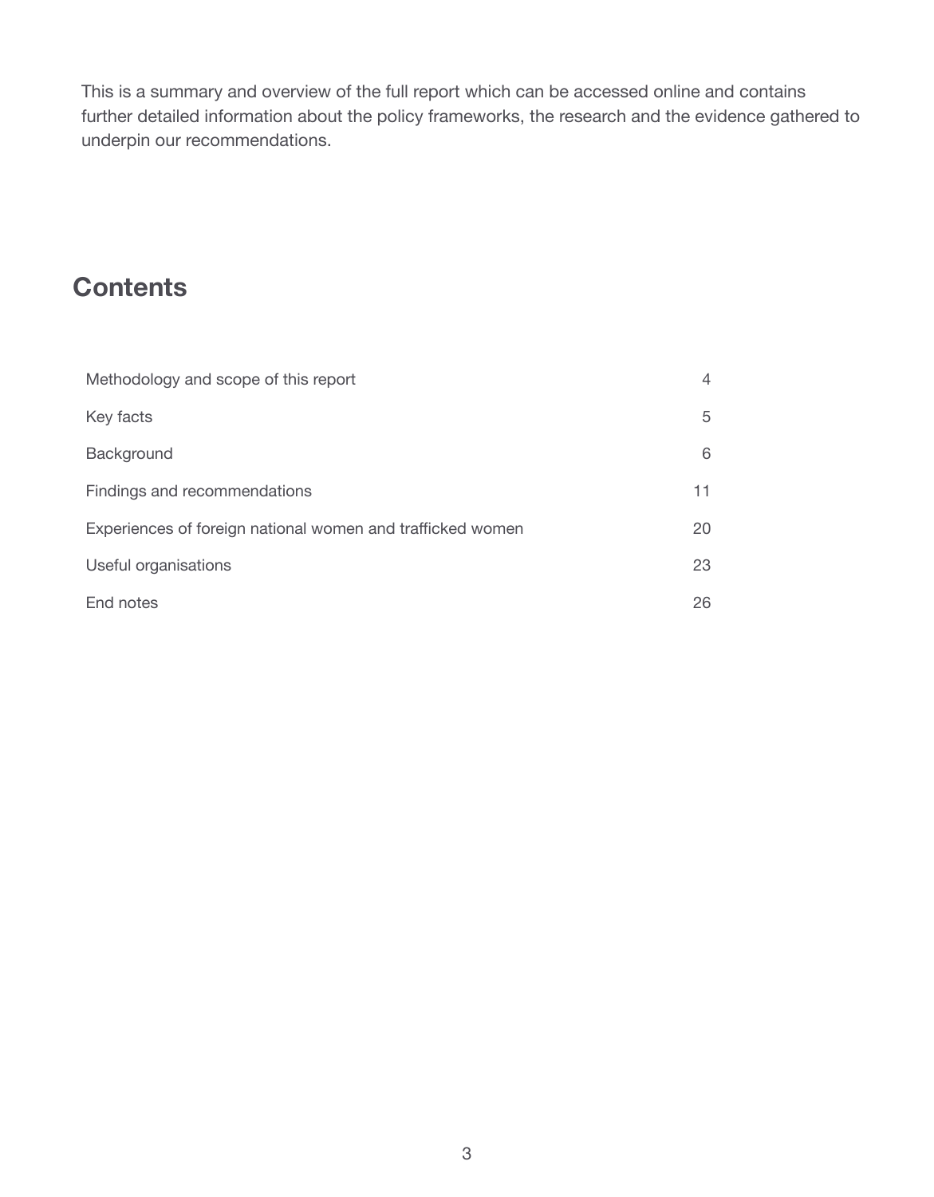This is a summary and overview of the full report which can be accessed online and contains further detailed information about the policy frameworks, the research and the evidence gathered to underpin our recommendations.

## Contents

| | |
|---|---|
| Methodology and scope of this report | 4 |
| Key facts | 5 |
| Background | 6 |
| Findings and recommendations | 11 |
| Experiences of foreign national women and trafficked women | 20 |
| Useful organisations | 23 |
| End notes | 26 |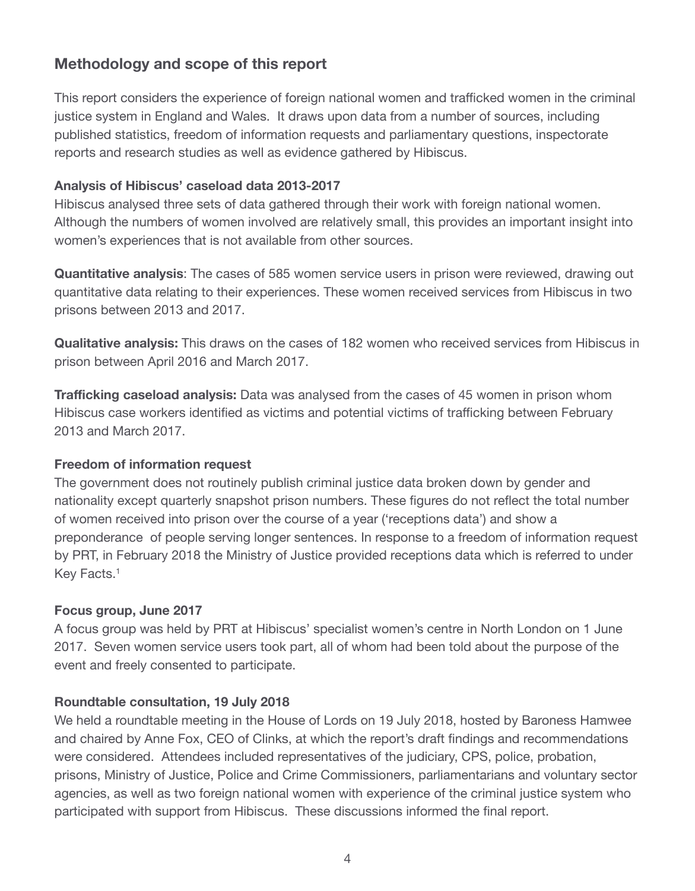## Methodology and scope of this report

This report considers the experience of foreign national women and trafficked women in the criminal justice system in England and Wales. It draws upon data from a number of sources, including published statistics, freedom of information requests and parliamentary questions, inspectorate reports and research studies as well as evidence gathered by Hibiscus.

### Analysis of Hibiscus' caseload data 2013-2017

Hibiscus analysed three sets of data gathered through their work with foreign national women. Although the numbers of women involved are relatively small, this provides an important insight into women's experiences that is not available from other sources.

**Quantitative analysis**: The cases of 585 women service users in prison were reviewed, drawing out quantitative data relating to their experiences. These women received services from Hibiscus in two prisons between 2013 and 2017.

**Qualitative analysis:** This draws on the cases of 182 women who received services from Hibiscus in prison between April 2016 and March 2017.

**Trafficking caseload analysis:** Data was analysed from the cases of 45 women in prison whom Hibiscus case workers identified as victims and potential victims of trafficking between February 2013 and March 2017.

### Freedom of information request

The government does not routinely publish criminal justice data broken down by gender and nationality except quarterly snapshot prison numbers. These figures do not reflect the total number of women received into prison over the course of a year ('receptions data') and show a preponderance of people serving longer sentences. In response to a freedom of information request by PRT, in February 2018 the Ministry of Justice provided receptions data which is referred to under Key Facts.[1]

### Focus group, June 2017

A focus group was held by PRT at Hibiscus' specialist women's centre in North London on 1 June 2017. Seven women service users took part, all of whom had been told about the purpose of the event and freely consented to participate.

### Roundtable consultation, 19 July 2018

We held a roundtable meeting in the House of Lords on 19 July 2018, hosted by Baroness Hamwee and chaired by Anne Fox, CEO of Clinks, at which the report's draft findings and recommendations were considered. Attendees included representatives of the judiciary, CPS, police, probation, prisons, Ministry of Justice, Police and Crime Commissioners, parliamentarians and voluntary sector agencies, as well as two foreign national women with experience of the criminal justice system who participated with support from Hibiscus. These discussions informed the final report.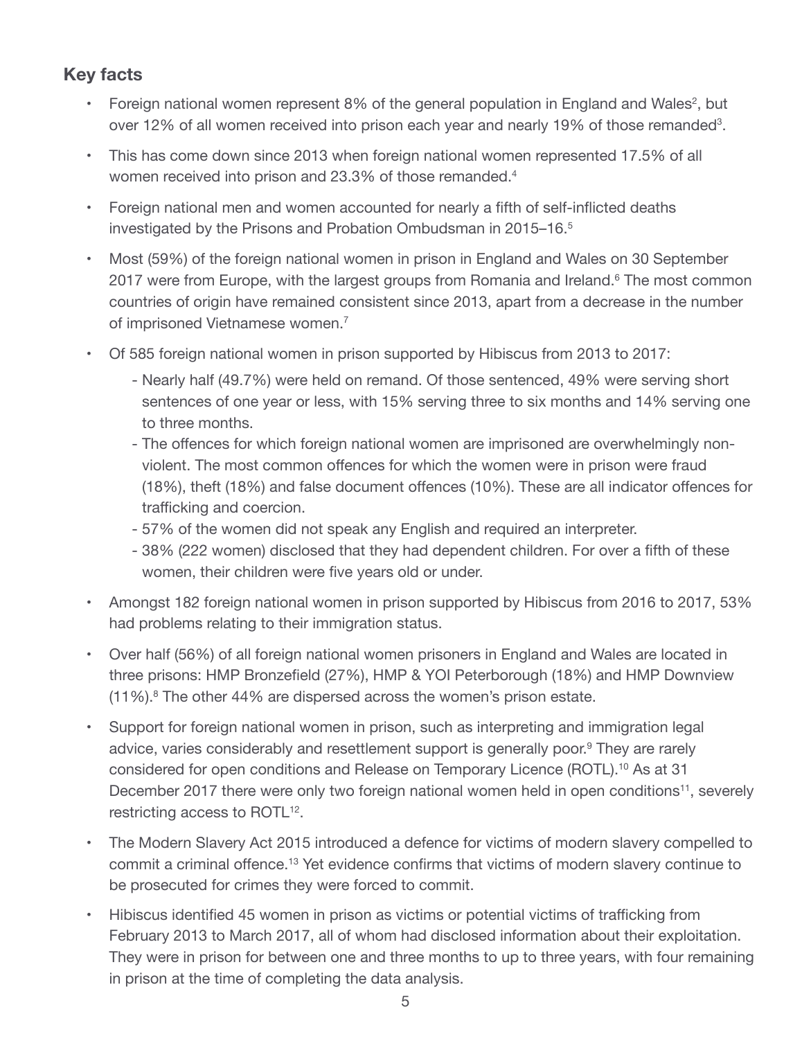## Key facts

- Foreign national women represent 8% of the general population in England and Wales[2], but over 12% of all women received into prison each year and nearly 19% of those remanded[3].
- This has come down since 2013 when foreign national women represented 17.5% of all women received into prison and 23.3% of those remanded.[4]
- Foreign national men and women accounted for nearly a fifth of self-inflicted deaths investigated by the Prisons and Probation Ombudsman in 2015–16.[5]
- Most (59%) of the foreign national women in prison in England and Wales on 30 September 2017 were from Europe, with the largest groups from Romania and Ireland.[6] The most common countries of origin have remained consistent since 2013, apart from a decrease in the number of imprisoned Vietnamese women.[7]
- Of 585 foreign national women in prison supported by Hibiscus from 2013 to 2017:
    - Nearly half (49.7%) were held on remand. Of those sentenced, 49% were serving short sentences of one year or less, with 15% serving three to six months and 14% serving one to three months.
    - The offences for which foreign national women are imprisoned are overwhelmingly non-violent. The most common offences for which the women were in prison were fraud (18%), theft (18%) and false document offences (10%). These are all indicator offences for trafficking and coercion.
    - 57% of the women did not speak any English and required an interpreter.
    - 38% (222 women) disclosed that they had dependent children. For over a fifth of these women, their children were five years old or under.
- Amongst 182 foreign national women in prison supported by Hibiscus from 2016 to 2017, 53% had problems relating to their immigration status.
- Over half (56%) of all foreign national women prisoners in England and Wales are located in three prisons: HMP Bronzefield (27%), HMP & YOI Peterborough (18%) and HMP Downview (11%).[8] The other 44% are dispersed across the women's prison estate.
- Support for foreign national women in prison, such as interpreting and immigration legal advice, varies considerably and resettlement support is generally poor.[9] They are rarely considered for open conditions and Release on Temporary Licence (ROTL).[10] As at 31 December 2017 there were only two foreign national women held in open conditions[11], severely restricting access to ROTL[12].
- The Modern Slavery Act 2015 introduced a defence for victims of modern slavery compelled to commit a criminal offence.[13] Yet evidence confirms that victims of modern slavery continue to be prosecuted for crimes they were forced to commit.
- Hibiscus identified 45 women in prison as victims or potential victims of trafficking from February 2013 to March 2017, all of whom had disclosed information about their exploitation. They were in prison for between one and three months to up to three years, with four remaining in prison at the time of completing the data analysis.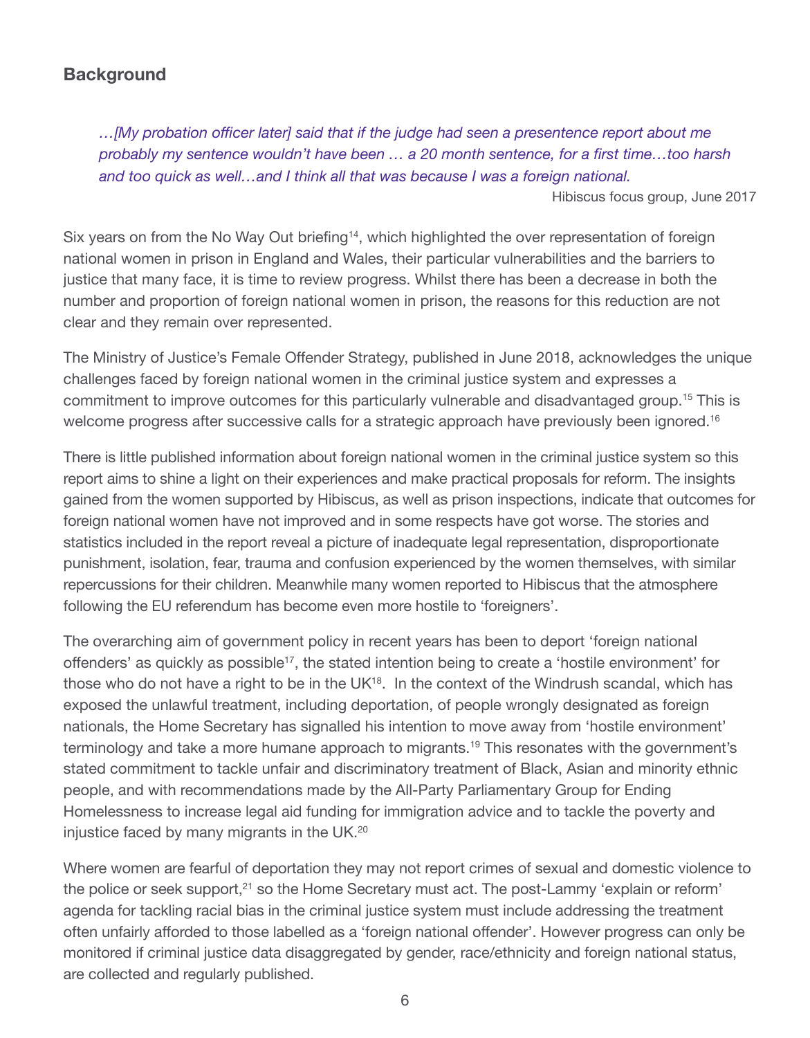## Background

> *…[My probation officer later] said that if the judge had seen a presentence report about me probably my sentence wouldn't have been … a 20 month sentence, for a first time…too harsh and too quick as well…and I think all that was because I was a foreign national.*
>
> Hibiscus focus group, June 2017

Six years on from the No Way Out briefing[14], which highlighted the over representation of foreign national women in prison in England and Wales, their particular vulnerabilities and the barriers to justice that many face, it is time to review progress. Whilst there has been a decrease in both the number and proportion of foreign national women in prison, the reasons for this reduction are not clear and they remain over represented.

The Ministry of Justice's Female Offender Strategy, published in June 2018, acknowledges the unique challenges faced by foreign national women in the criminal justice system and expresses a commitment to improve outcomes for this particularly vulnerable and disadvantaged group.[15] This is welcome progress after successive calls for a strategic approach have previously been ignored.[16]

There is little published information about foreign national women in the criminal justice system so this report aims to shine a light on their experiences and make practical proposals for reform. The insights gained from the women supported by Hibiscus, as well as prison inspections, indicate that outcomes for foreign national women have not improved and in some respects have got worse. The stories and statistics included in the report reveal a picture of inadequate legal representation, disproportionate punishment, isolation, fear, trauma and confusion experienced by the women themselves, with similar repercussions for their children. Meanwhile many women reported to Hibiscus that the atmosphere following the EU referendum has become even more hostile to 'foreigners'.

The overarching aim of government policy in recent years has been to deport 'foreign national offenders' as quickly as possible[17], the stated intention being to create a 'hostile environment' for those who do not have a right to be in the UK[18]. In the context of the Windrush scandal, which has exposed the unlawful treatment, including deportation, of people wrongly designated as foreign nationals, the Home Secretary has signalled his intention to move away from 'hostile environment' terminology and take a more humane approach to migrants.[19] This resonates with the government's stated commitment to tackle unfair and discriminatory treatment of Black, Asian and minority ethnic people, and with recommendations made by the All-Party Parliamentary Group for Ending Homelessness to increase legal aid funding for immigration advice and to tackle the poverty and injustice faced by many migrants in the UK.[20]

Where women are fearful of deportation they may not report crimes of sexual and domestic violence to the police or seek support,[21] so the Home Secretary must act. The post-Lammy 'explain or reform' agenda for tackling racial bias in the criminal justice system must include addressing the treatment often unfairly afforded to those labelled as a 'foreign national offender'. However progress can only be monitored if criminal justice data disaggregated by gender, race/ethnicity and foreign national status, are collected and regularly published.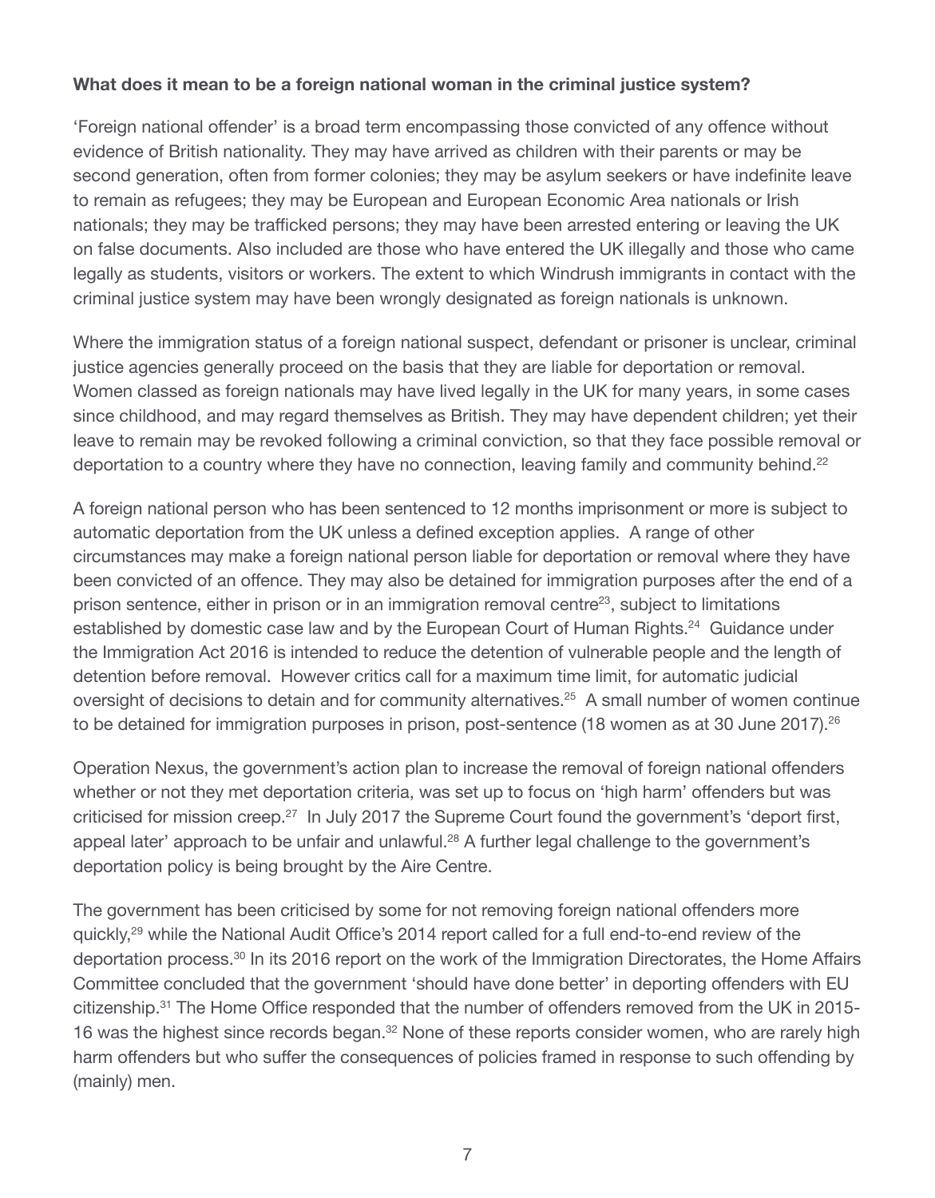**What does it mean to be a foreign national woman in the criminal justice system?**

'Foreign national offender' is a broad term encompassing those convicted of any offence without evidence of British nationality. They may have arrived as children with their parents or may be second generation, often from former colonies; they may be asylum seekers or have indefinite leave to remain as refugees; they may be European and European Economic Area nationals or Irish nationals; they may be trafficked persons; they may have been arrested entering or leaving the UK on false documents. Also included are those who have entered the UK illegally and those who came legally as students, visitors or workers. The extent to which Windrush immigrants in contact with the criminal justice system may have been wrongly designated as foreign nationals is unknown.

Where the immigration status of a foreign national suspect, defendant or prisoner is unclear, criminal justice agencies generally proceed on the basis that they are liable for deportation or removal. Women classed as foreign nationals may have lived legally in the UK for many years, in some cases since childhood, and may regard themselves as British. They may have dependent children; yet their leave to remain may be revoked following a criminal conviction, so that they face possible removal or deportation to a country where they have no connection, leaving family and community behind.[22]

A foreign national person who has been sentenced to 12 months imprisonment or more is subject to automatic deportation from the UK unless a defined exception applies. A range of other circumstances may make a foreign national person liable for deportation or removal where they have been convicted of an offence. They may also be detained for immigration purposes after the end of a prison sentence, either in prison or in an immigration removal centre[23], subject to limitations established by domestic case law and by the European Court of Human Rights.[24] Guidance under the Immigration Act 2016 is intended to reduce the detention of vulnerable people and the length of detention before removal. However critics call for a maximum time limit, for automatic judicial oversight of decisions to detain and for community alternatives.[25] A small number of women continue to be detained for immigration purposes in prison, post-sentence (18 women as at 30 June 2017).[26]

Operation Nexus, the government's action plan to increase the removal of foreign national offenders whether or not they met deportation criteria, was set up to focus on 'high harm' offenders but was criticised for mission creep.[27] In July 2017 the Supreme Court found the government's 'deport first, appeal later' approach to be unfair and unlawful.[28] A further legal challenge to the government's deportation policy is being brought by the Aire Centre.

The government has been criticised by some for not removing foreign national offenders more quickly,[29] while the National Audit Office's 2014 report called for a full end-to-end review of the deportation process.[30] In its 2016 report on the work of the Immigration Directorates, the Home Affairs Committee concluded that the government 'should have done better' in deporting offenders with EU citizenship.[31] The Home Office responded that the number of offenders removed from the UK in 2015-16 was the highest since records began.[32] None of these reports consider women, who are rarely high harm offenders but who suffer the consequences of policies framed in response to such offending by (mainly) men.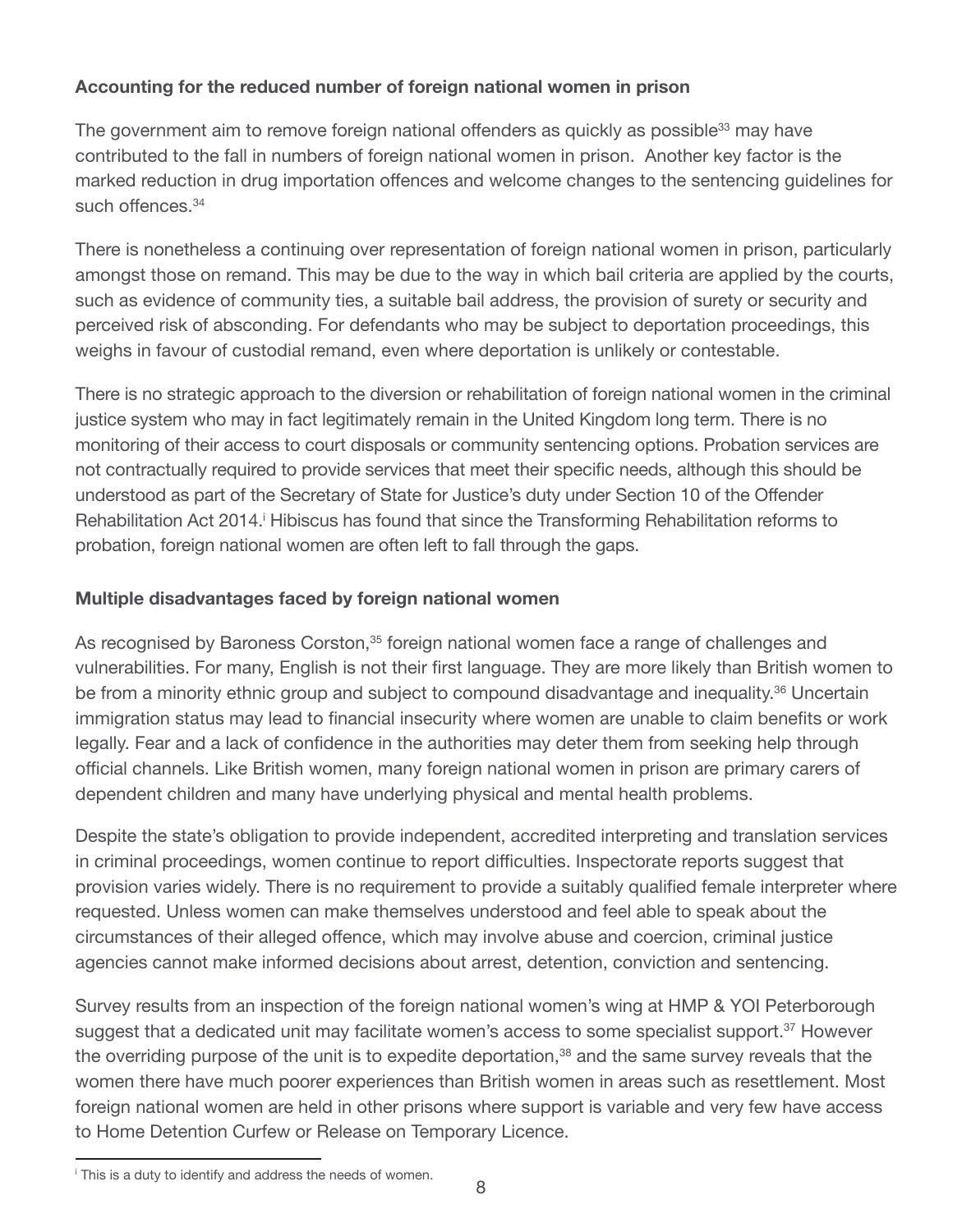**Accounting for the reduced number of foreign national women in prison**

The government aim to remove foreign national offenders as quickly as possible[33] may have contributed to the fall in numbers of foreign national women in prison. Another key factor is the marked reduction in drug importation offences and welcome changes to the sentencing guidelines for such offences.[34]

There is nonetheless a continuing over representation of foreign national women in prison, particularly amongst those on remand. This may be due to the way in which bail criteria are applied by the courts, such as evidence of community ties, a suitable bail address, the provision of surety or security and perceived risk of absconding. For defendants who may be subject to deportation proceedings, this weighs in favour of custodial remand, even where deportation is unlikely or contestable.

There is no strategic approach to the diversion or rehabilitation of foreign national women in the criminal justice system who may in fact legitimately remain in the United Kingdom long term. There is no monitoring of their access to court disposals or community sentencing options. Probation services are not contractually required to provide services that meet their specific needs, although this should be understood as part of the Secretary of State for Justice's duty under Section 10 of the Offender Rehabilitation Act 2014.[i] Hibiscus has found that since the Transforming Rehabilitation reforms to probation, foreign national women are often left to fall through the gaps.

**Multiple disadvantages faced by foreign national women**

As recognised by Baroness Corston,[35] foreign national women face a range of challenges and vulnerabilities. For many, English is not their first language. They are more likely than British women to be from a minority ethnic group and subject to compound disadvantage and inequality.[36] Uncertain immigration status may lead to financial insecurity where women are unable to claim benefits or work legally. Fear and a lack of confidence in the authorities may deter them from seeking help through official channels. Like British women, many foreign national women in prison are primary carers of dependent children and many have underlying physical and mental health problems.

Despite the state's obligation to provide independent, accredited interpreting and translation services in criminal proceedings, women continue to report difficulties. Inspectorate reports suggest that provision varies widely. There is no requirement to provide a suitably qualified female interpreter where requested. Unless women can make themselves understood and feel able to speak about the circumstances of their alleged offence, which may involve abuse and coercion, criminal justice agencies cannot make informed decisions about arrest, detention, conviction and sentencing.

Survey results from an inspection of the foreign national women's wing at HMP & YOI Peterborough suggest that a dedicated unit may facilitate women's access to some specialist support.[37] However the overriding purpose of the unit is to expedite deportation,[38] and the same survey reveals that the women there have much poorer experiences than British women in areas such as resettlement. Most foreign national women are held in other prisons where support is variable and very few have access to Home Detention Curfew or Release on Temporary Licence.

---

[i] This is a duty to identify and address the needs of women.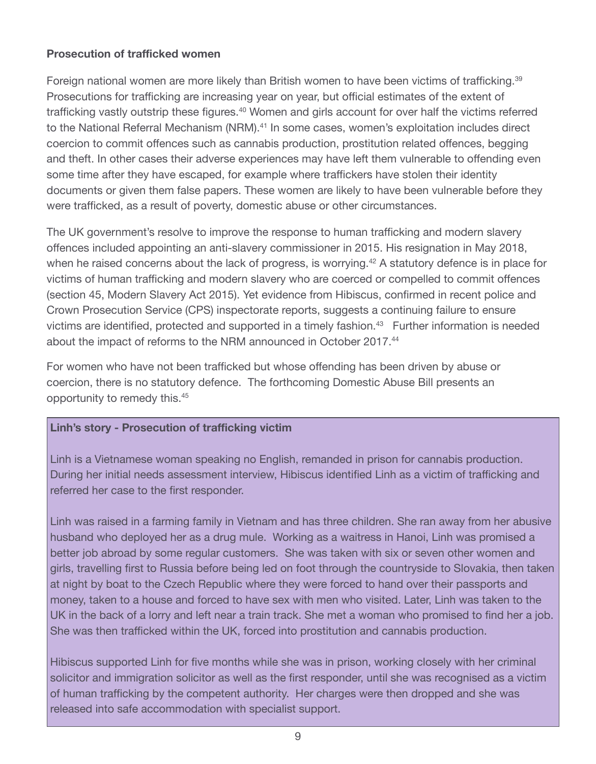**Prosecution of trafficked women**

Foreign national women are more likely than British women to have been victims of trafficking.[39] Prosecutions for trafficking are increasing year on year, but official estimates of the extent of trafficking vastly outstrip these figures.[40] Women and girls account for over half the victims referred to the National Referral Mechanism (NRM).[41] In some cases, women's exploitation includes direct coercion to commit offences such as cannabis production, prostitution related offences, begging and theft. In other cases their adverse experiences may have left them vulnerable to offending even some time after they have escaped, for example where traffickers have stolen their identity documents or given them false papers. These women are likely to have been vulnerable before they were trafficked, as a result of poverty, domestic abuse or other circumstances.

The UK government's resolve to improve the response to human trafficking and modern slavery offences included appointing an anti-slavery commissioner in 2015. His resignation in May 2018, when he raised concerns about the lack of progress, is worrying.[42] A statutory defence is in place for victims of human trafficking and modern slavery who are coerced or compelled to commit offences (section 45, Modern Slavery Act 2015). Yet evidence from Hibiscus, confirmed in recent police and Crown Prosecution Service (CPS) inspectorate reports, suggests a continuing failure to ensure victims are identified, protected and supported in a timely fashion.[43] Further information is needed about the impact of reforms to the NRM announced in October 2017.[44]

For women who have not been trafficked but whose offending has been driven by abuse or coercion, there is no statutory defence. The forthcoming Domestic Abuse Bill presents an opportunity to remedy this.[45]

**Linh's story - Prosecution of trafficking victim**

Linh is a Vietnamese woman speaking no English, remanded in prison for cannabis production. During her initial needs assessment interview, Hibiscus identified Linh as a victim of trafficking and referred her case to the first responder.

Linh was raised in a farming family in Vietnam and has three children. She ran away from her abusive husband who deployed her as a drug mule. Working as a waitress in Hanoi, Linh was promised a better job abroad by some regular customers. She was taken with six or seven other women and girls, travelling first to Russia before being led on foot through the countryside to Slovakia, then taken at night by boat to the Czech Republic where they were forced to hand over their passports and money, taken to a house and forced to have sex with men who visited. Later, Linh was taken to the UK in the back of a lorry and left near a train track. She met a woman who promised to find her a job. She was then trafficked within the UK, forced into prostitution and cannabis production.

Hibiscus supported Linh for five months while she was in prison, working closely with her criminal solicitor and immigration solicitor as well as the first responder, until she was recognised as a victim of human trafficking by the competent authority. Her charges were then dropped and she was released into safe accommodation with specialist support.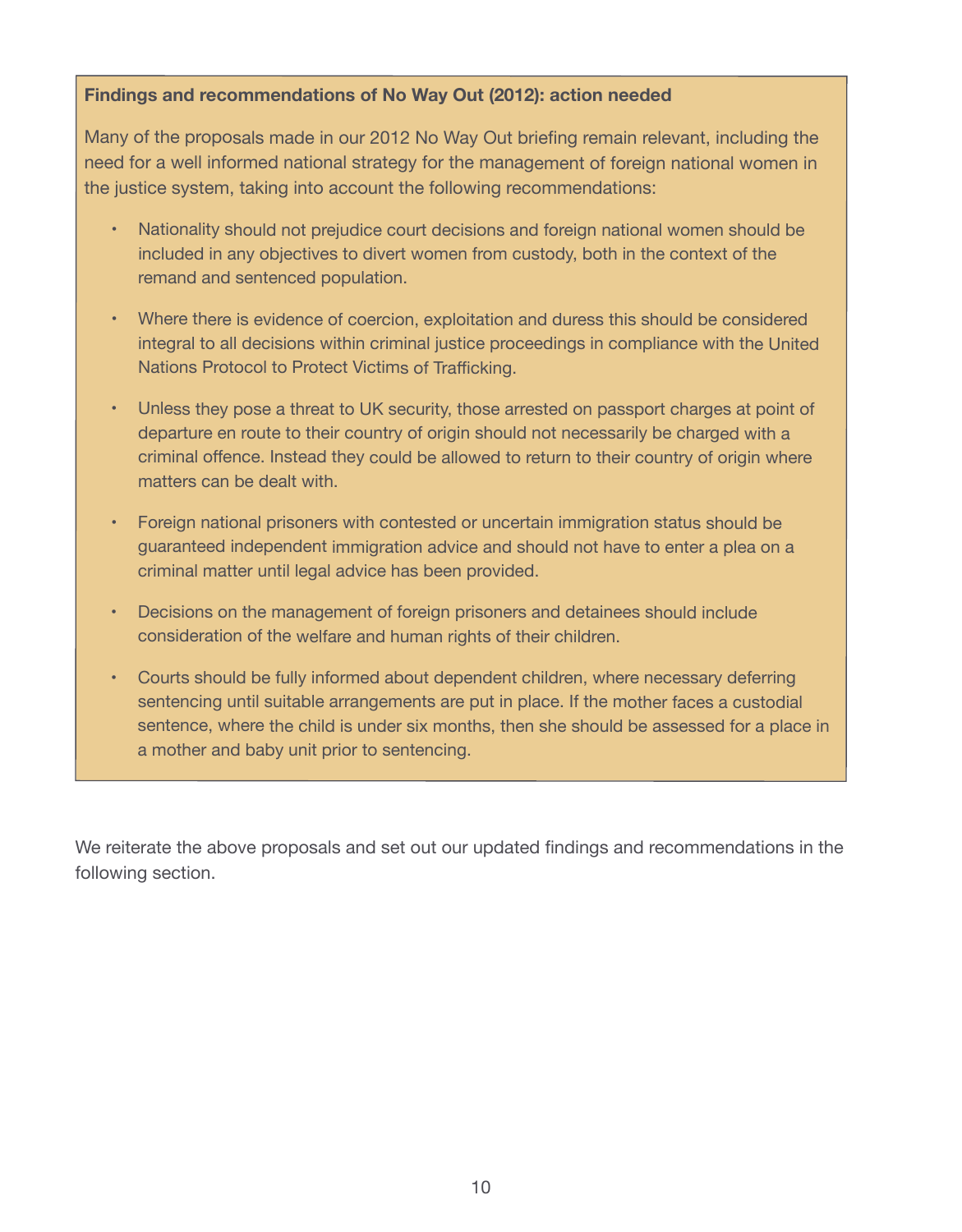**Findings and recommendations of No Way Out (2012): action needed**

Many of the proposals made in our 2012 No Way Out briefing remain relevant, including the need for a well informed national strategy for the management of foreign national women in the justice system, taking into account the following recommendations:

- Nationality should not prejudice court decisions and foreign national women should be included in any objectives to divert women from custody, both in the context of the remand and sentenced population.
- Where there is evidence of coercion, exploitation and duress this should be considered integral to all decisions within criminal justice proceedings in compliance with the United Nations Protocol to Protect Victims of Trafficking.
- Unless they pose a threat to UK security, those arrested on passport charges at point of departure en route to their country of origin should not necessarily be charged with a criminal offence. Instead they could be allowed to return to their country of origin where matters can be dealt with.
- Foreign national prisoners with contested or uncertain immigration status should be guaranteed independent immigration advice and should not have to enter a plea on a criminal matter until legal advice has been provided.
- Decisions on the management of foreign prisoners and detainees should include consideration of the welfare and human rights of their children.
- Courts should be fully informed about dependent children, where necessary deferring sentencing until suitable arrangements are put in place. If the mother faces a custodial sentence, where the child is under six months, then she should be assessed for a place in a mother and baby unit prior to sentencing.

We reiterate the above proposals and set out our updated findings and recommendations in the following section.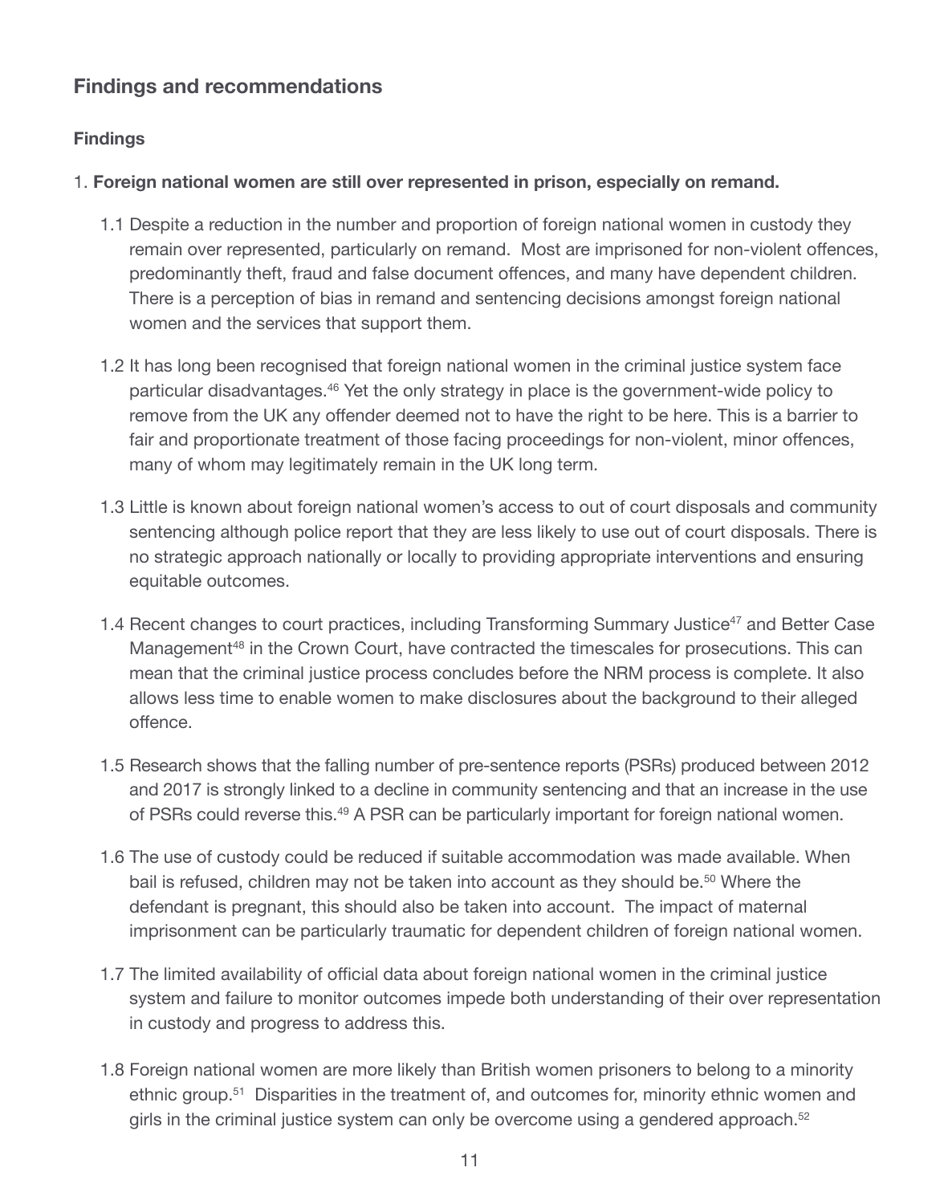## Findings and recommendations

### Findings

1. **Foreign national women are still over represented in prison, especially on remand.**

   1.1 Despite a reduction in the number and proportion of foreign national women in custody they remain over represented, particularly on remand. Most are imprisoned for non-violent offences, predominantly theft, fraud and false document offences, and many have dependent children. There is a perception of bias in remand and sentencing decisions amongst foreign national women and the services that support them.

   1.2 It has long been recognised that foreign national women in the criminal justice system face particular disadvantages.[46] Yet the only strategy in place is the government-wide policy to remove from the UK any offender deemed not to have the right to be here. This is a barrier to fair and proportionate treatment of those facing proceedings for non-violent, minor offences, many of whom may legitimately remain in the UK long term.

   1.3 Little is known about foreign national women's access to out of court disposals and community sentencing although police report that they are less likely to use out of court disposals. There is no strategic approach nationally or locally to providing appropriate interventions and ensuring equitable outcomes.

   1.4 Recent changes to court practices, including Transforming Summary Justice[47] and Better Case Management[48] in the Crown Court, have contracted the timescales for prosecutions. This can mean that the criminal justice process concludes before the NRM process is complete. It also allows less time to enable women to make disclosures about the background to their alleged offence.

   1.5 Research shows that the falling number of pre-sentence reports (PSRs) produced between 2012 and 2017 is strongly linked to a decline in community sentencing and that an increase in the use of PSRs could reverse this.[49] A PSR can be particularly important for foreign national women.

   1.6 The use of custody could be reduced if suitable accommodation was made available. When bail is refused, children may not be taken into account as they should be.[50] Where the defendant is pregnant, this should also be taken into account. The impact of maternal imprisonment can be particularly traumatic for dependent children of foreign national women.

   1.7 The limited availability of official data about foreign national women in the criminal justice system and failure to monitor outcomes impede both understanding of their over representation in custody and progress to address this.

   1.8 Foreign national women are more likely than British women prisoners to belong to a minority ethnic group.[51] Disparities in the treatment of, and outcomes for, minority ethnic women and girls in the criminal justice system can only be overcome using a gendered approach.[52]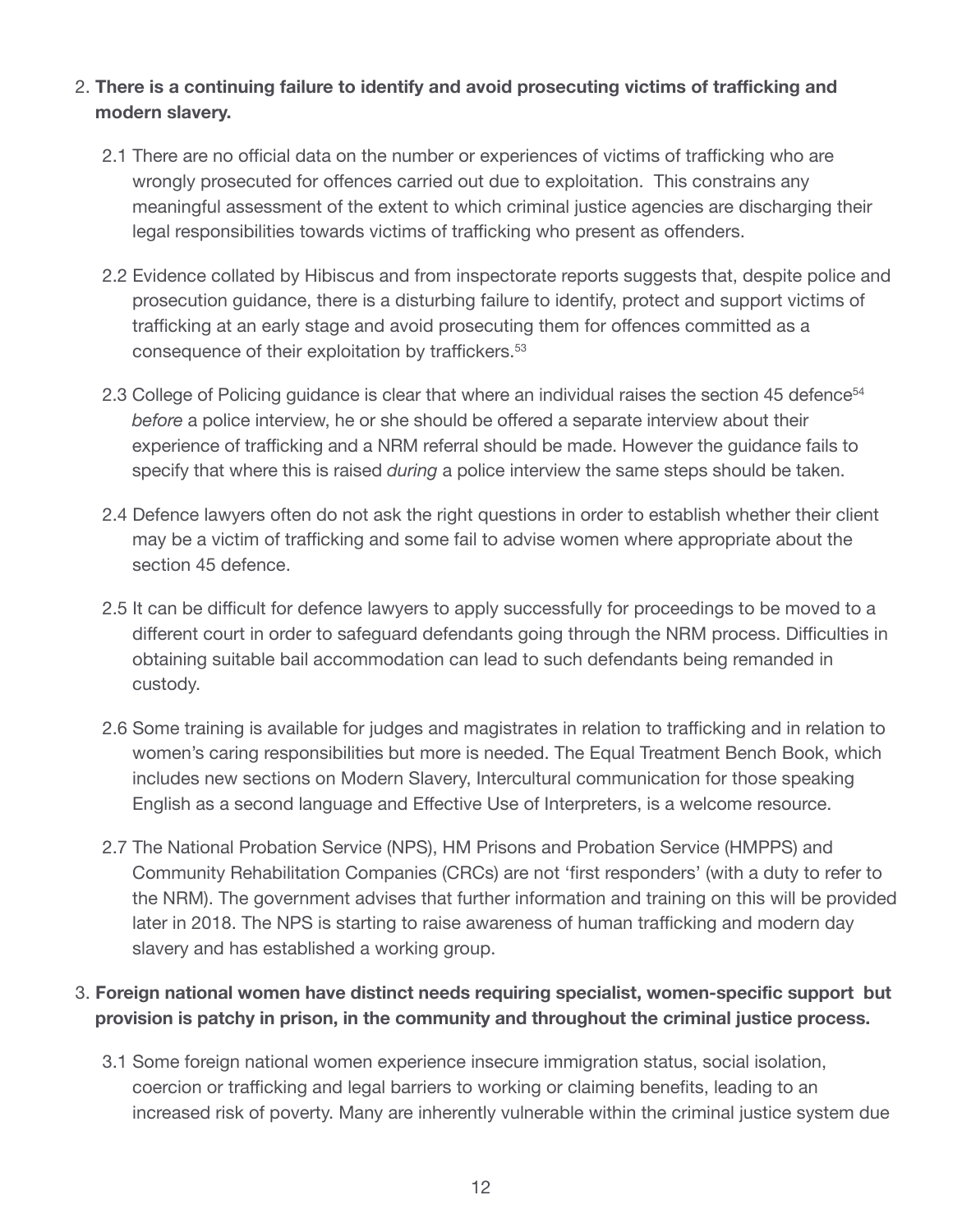2. **There is a continuing failure to identify and avoid prosecuting victims of trafficking and modern slavery.**

   2.1 There are no official data on the number or experiences of victims of trafficking who are wrongly prosecuted for offences carried out due to exploitation. This constrains any meaningful assessment of the extent to which criminal justice agencies are discharging their legal responsibilities towards victims of trafficking who present as offenders.

   2.2 Evidence collated by Hibiscus and from inspectorate reports suggests that, despite police and prosecution guidance, there is a disturbing failure to identify, protect and support victims of trafficking at an early stage and avoid prosecuting them for offences committed as a consequence of their exploitation by traffickers.[53]

   2.3 College of Policing guidance is clear that where an individual raises the section 45 defence[54] *before* a police interview, he or she should be offered a separate interview about their experience of trafficking and a NRM referral should be made. However the guidance fails to specify that where this is raised *during* a police interview the same steps should be taken.

   2.4 Defence lawyers often do not ask the right questions in order to establish whether their client may be a victim of trafficking and some fail to advise women where appropriate about the section 45 defence.

   2.5 It can be difficult for defence lawyers to apply successfully for proceedings to be moved to a different court in order to safeguard defendants going through the NRM process. Difficulties in obtaining suitable bail accommodation can lead to such defendants being remanded in custody.

   2.6 Some training is available for judges and magistrates in relation to trafficking and in relation to women's caring responsibilities but more is needed. The Equal Treatment Bench Book, which includes new sections on Modern Slavery, Intercultural communication for those speaking English as a second language and Effective Use of Interpreters, is a welcome resource.

   2.7 The National Probation Service (NPS), HM Prisons and Probation Service (HMPPS) and Community Rehabilitation Companies (CRCs) are not 'first responders' (with a duty to refer to the NRM). The government advises that further information and training on this will be provided later in 2018. The NPS is starting to raise awareness of human trafficking and modern day slavery and has established a working group.

3. **Foreign national women have distinct needs requiring specialist, women-specific support but provision is patchy in prison, in the community and throughout the criminal justice process.**

   3.1 Some foreign national women experience insecure immigration status, social isolation, coercion or trafficking and legal barriers to working or claiming benefits, leading to an increased risk of poverty. Many are inherently vulnerable within the criminal justice system due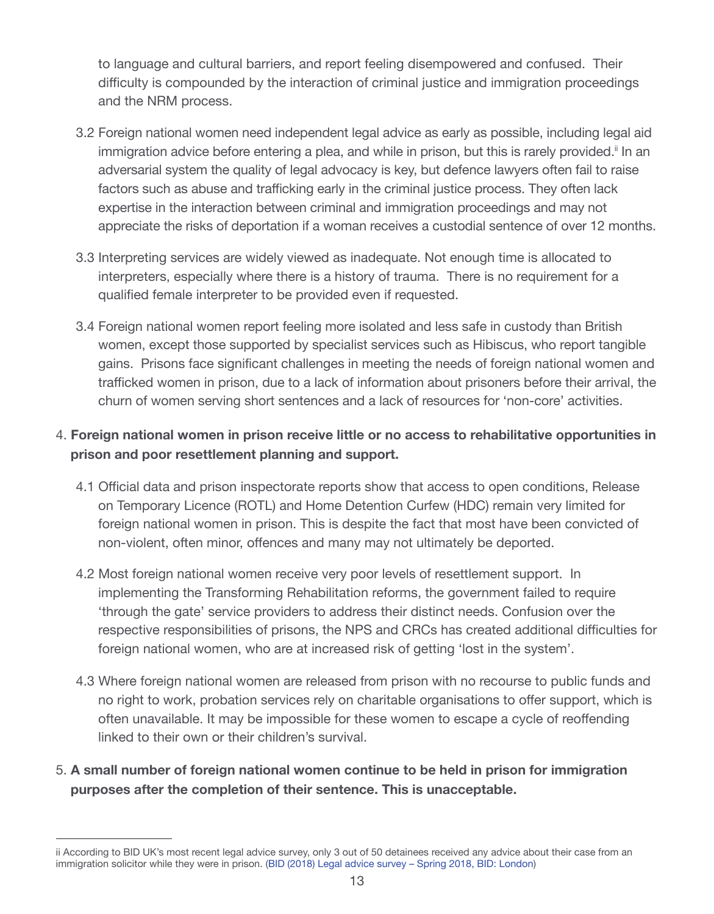to language and cultural barriers, and report feeling disempowered and confused. Their difficulty is compounded by the interaction of criminal justice and immigration proceedings and the NRM process.

3.2 Foreign national women need independent legal advice as early as possible, including legal aid immigration advice before entering a plea, and while in prison, but this is rarely provided.[ii] In an adversarial system the quality of legal advocacy is key, but defence lawyers often fail to raise factors such as abuse and trafficking early in the criminal justice process. They often lack expertise in the interaction between criminal and immigration proceedings and may not appreciate the risks of deportation if a woman receives a custodial sentence of over 12 months.

3.3 Interpreting services are widely viewed as inadequate. Not enough time is allocated to interpreters, especially where there is a history of trauma. There is no requirement for a qualified female interpreter to be provided even if requested.

3.4 Foreign national women report feeling more isolated and less safe in custody than British women, except those supported by specialist services such as Hibiscus, who report tangible gains. Prisons face significant challenges in meeting the needs of foreign national women and trafficked women in prison, due to a lack of information about prisoners before their arrival, the churn of women serving short sentences and a lack of resources for 'non-core' activities.

4. **Foreign national women in prison receive little or no access to rehabilitative opportunities in prison and poor resettlement planning and support.**

4.1 Official data and prison inspectorate reports show that access to open conditions, Release on Temporary Licence (ROTL) and Home Detention Curfew (HDC) remain very limited for foreign national women in prison. This is despite the fact that most have been convicted of non-violent, often minor, offences and many may not ultimately be deported.

4.2 Most foreign national women receive very poor levels of resettlement support. In implementing the Transforming Rehabilitation reforms, the government failed to require 'through the gate' service providers to address their distinct needs. Confusion over the respective responsibilities of prisons, the NPS and CRCs has created additional difficulties for foreign national women, who are at increased risk of getting 'lost in the system'.

4.3 Where foreign national women are released from prison with no recourse to public funds and no right to work, probation services rely on charitable organisations to offer support, which is often unavailable. It may be impossible for these women to escape a cycle of reoffending linked to their own or their children's survival.

5. **A small number of foreign national women continue to be held in prison for immigration purposes after the completion of their sentence. This is unacceptable.**

---

ii According to BID UK's most recent legal advice survey, only 3 out of 50 detainees received any advice about their case from an immigration solicitor while they were in prison. (BID (2018) Legal advice survey – Spring 2018, BID: London)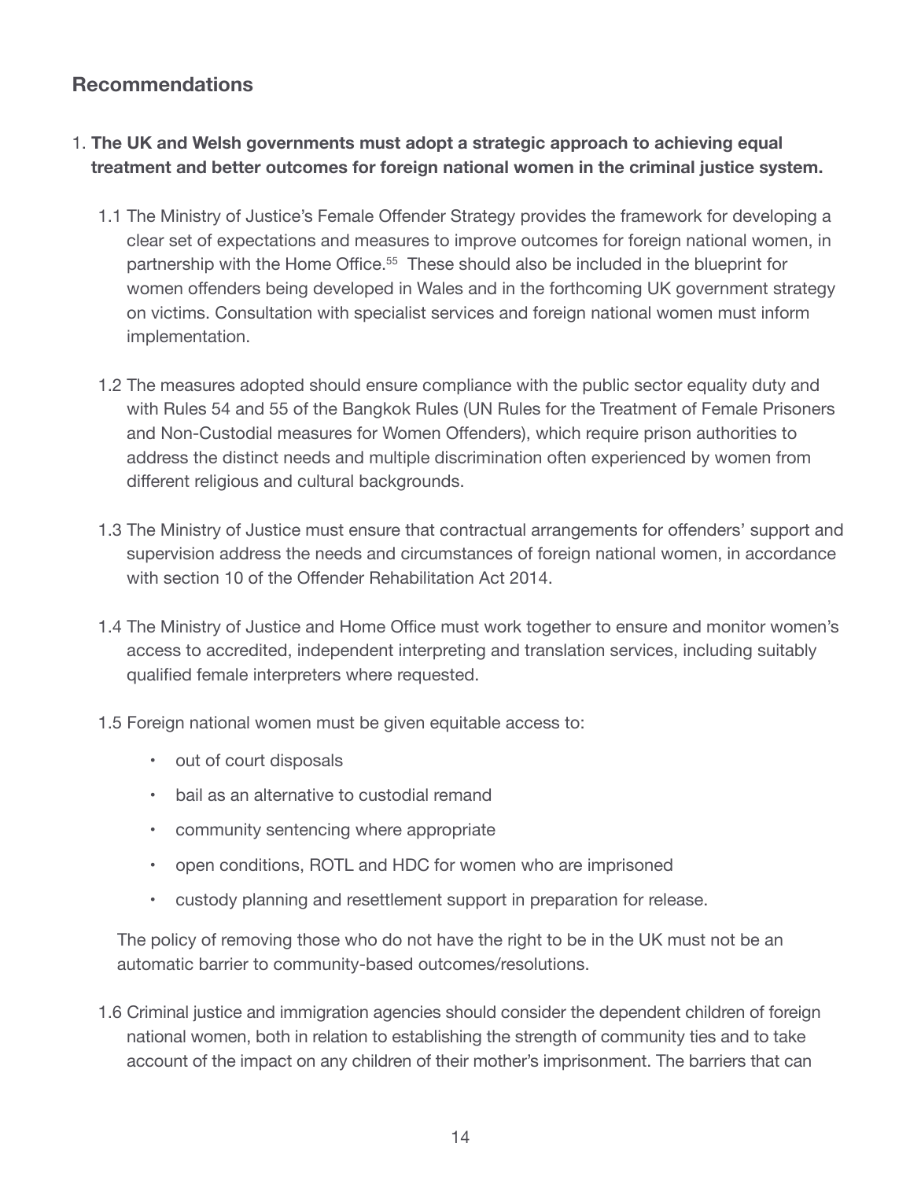## Recommendations

1. **The UK and Welsh governments must adopt a strategic approach to achieving equal treatment and better outcomes for foreign national women in the criminal justice system.**

   1.1 The Ministry of Justice's Female Offender Strategy provides the framework for developing a clear set of expectations and measures to improve outcomes for foreign national women, in partnership with the Home Office.[55] These should also be included in the blueprint for women offenders being developed in Wales and in the forthcoming UK government strategy on victims. Consultation with specialist services and foreign national women must inform implementation.

   1.2 The measures adopted should ensure compliance with the public sector equality duty and with Rules 54 and 55 of the Bangkok Rules (UN Rules for the Treatment of Female Prisoners and Non-Custodial measures for Women Offenders), which require prison authorities to address the distinct needs and multiple discrimination often experienced by women from different religious and cultural backgrounds.

   1.3 The Ministry of Justice must ensure that contractual arrangements for offenders' support and supervision address the needs and circumstances of foreign national women, in accordance with section 10 of the Offender Rehabilitation Act 2014.

   1.4 The Ministry of Justice and Home Office must work together to ensure and monitor women's access to accredited, independent interpreting and translation services, including suitably qualified female interpreters where requested.

   1.5 Foreign national women must be given equitable access to:

   - out of court disposals
   - bail as an alternative to custodial remand
   - community sentencing where appropriate
   - open conditions, ROTL and HDC for women who are imprisoned
   - custody planning and resettlement support in preparation for release.

   The policy of removing those who do not have the right to be in the UK must not be an automatic barrier to community-based outcomes/resolutions.

   1.6 Criminal justice and immigration agencies should consider the dependent children of foreign national women, both in relation to establishing the strength of community ties and to take account of the impact on any children of their mother's imprisonment. The barriers that can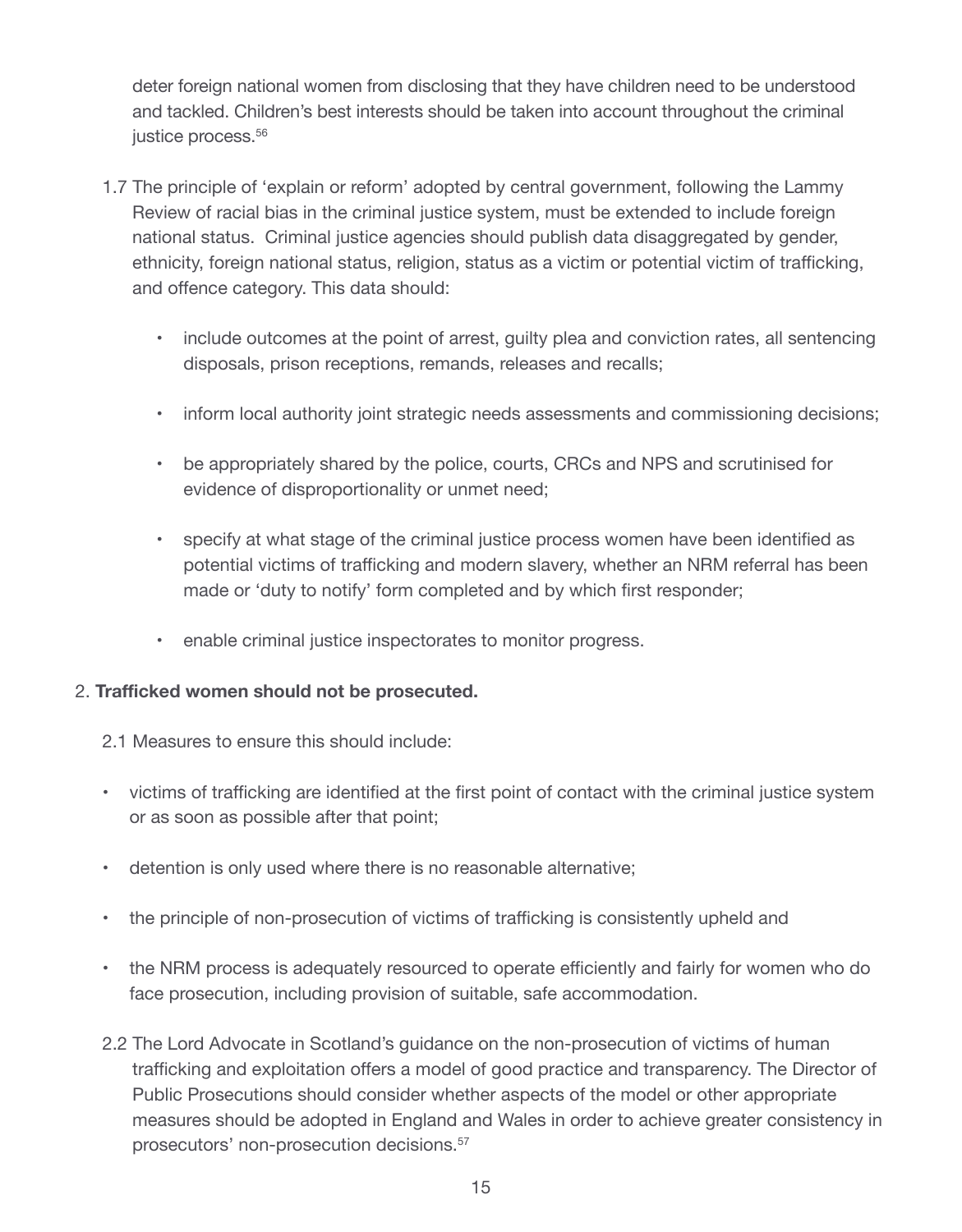deter foreign national women from disclosing that they have children need to be understood and tackled. Children's best interests should be taken into account throughout the criminal justice process.[56]

1.7 The principle of 'explain or reform' adopted by central government, following the Lammy Review of racial bias in the criminal justice system, must be extended to include foreign national status. Criminal justice agencies should publish data disaggregated by gender, ethnicity, foreign national status, religion, status as a victim or potential victim of trafficking, and offence category. This data should:

- include outcomes at the point of arrest, guilty plea and conviction rates, all sentencing disposals, prison receptions, remands, releases and recalls;
- inform local authority joint strategic needs assessments and commissioning decisions;
- be appropriately shared by the police, courts, CRCs and NPS and scrutinised for evidence of disproportionality or unmet need;
- specify at what stage of the criminal justice process women have been identified as potential victims of trafficking and modern slavery, whether an NRM referral has been made or 'duty to notify' form completed and by which first responder;
- enable criminal justice inspectorates to monitor progress.

2. **Trafficked women should not be prosecuted.**

2.1 Measures to ensure this should include:

- victims of trafficking are identified at the first point of contact with the criminal justice system or as soon as possible after that point;
- detention is only used where there is no reasonable alternative;
- the principle of non-prosecution of victims of trafficking is consistently upheld and
- the NRM process is adequately resourced to operate efficiently and fairly for women who do face prosecution, including provision of suitable, safe accommodation.

2.2 The Lord Advocate in Scotland's guidance on the non-prosecution of victims of human trafficking and exploitation offers a model of good practice and transparency. The Director of Public Prosecutions should consider whether aspects of the model or other appropriate measures should be adopted in England and Wales in order to achieve greater consistency in prosecutors' non-prosecution decisions.[57]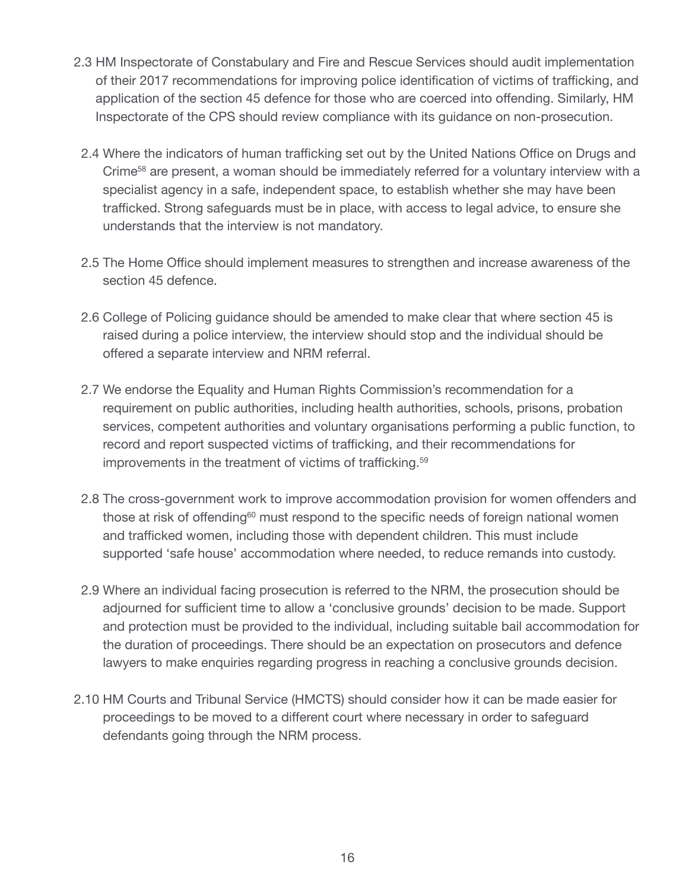2.3 HM Inspectorate of Constabulary and Fire and Rescue Services should audit implementation of their 2017 recommendations for improving police identification of victims of trafficking, and application of the section 45 defence for those who are coerced into offending. Similarly, HM Inspectorate of the CPS should review compliance with its guidance on non-prosecution.

2.4 Where the indicators of human trafficking set out by the United Nations Office on Drugs and Crime[58] are present, a woman should be immediately referred for a voluntary interview with a specialist agency in a safe, independent space, to establish whether she may have been trafficked. Strong safeguards must be in place, with access to legal advice, to ensure she understands that the interview is not mandatory.

2.5 The Home Office should implement measures to strengthen and increase awareness of the section 45 defence.

2.6 College of Policing guidance should be amended to make clear that where section 45 is raised during a police interview, the interview should stop and the individual should be offered a separate interview and NRM referral.

2.7 We endorse the Equality and Human Rights Commission's recommendation for a requirement on public authorities, including health authorities, schools, prisons, probation services, competent authorities and voluntary organisations performing a public function, to record and report suspected victims of trafficking, and their recommendations for improvements in the treatment of victims of trafficking.[59]

2.8 The cross-government work to improve accommodation provision for women offenders and those at risk of offending[60] must respond to the specific needs of foreign national women and trafficked women, including those with dependent children. This must include supported 'safe house' accommodation where needed, to reduce remands into custody.

2.9 Where an individual facing prosecution is referred to the NRM, the prosecution should be adjourned for sufficient time to allow a 'conclusive grounds' decision to be made. Support and protection must be provided to the individual, including suitable bail accommodation for the duration of proceedings. There should be an expectation on prosecutors and defence lawyers to make enquiries regarding progress in reaching a conclusive grounds decision.

2.10 HM Courts and Tribunal Service (HMCTS) should consider how it can be made easier for proceedings to be moved to a different court where necessary in order to safeguard defendants going through the NRM process.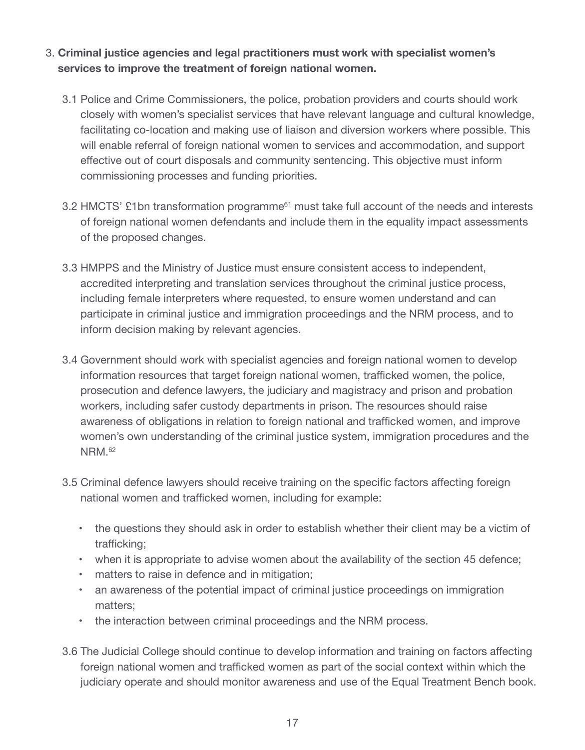3. **Criminal justice agencies and legal practitioners must work with specialist women's services to improve the treatment of foreign national women.**

   3.1 Police and Crime Commissioners, the police, probation providers and courts should work closely with women's specialist services that have relevant language and cultural knowledge, facilitating co-location and making use of liaison and diversion workers where possible. This will enable referral of foreign national women to services and accommodation, and support effective out of court disposals and community sentencing. This objective must inform commissioning processes and funding priorities.

   3.2 HMCTS' £1bn transformation programme[61] must take full account of the needs and interests of foreign national women defendants and include them in the equality impact assessments of the proposed changes.

   3.3 HMPPS and the Ministry of Justice must ensure consistent access to independent, accredited interpreting and translation services throughout the criminal justice process, including female interpreters where requested, to ensure women understand and can participate in criminal justice and immigration proceedings and the NRM process, and to inform decision making by relevant agencies.

   3.4 Government should work with specialist agencies and foreign national women to develop information resources that target foreign national women, trafficked women, the police, prosecution and defence lawyers, the judiciary and magistracy and prison and probation workers, including safer custody departments in prison. The resources should raise awareness of obligations in relation to foreign national and trafficked women, and improve women's own understanding of the criminal justice system, immigration procedures and the NRM.[62]

   3.5 Criminal defence lawyers should receive training on the specific factors affecting foreign national women and trafficked women, including for example:

   - the questions they should ask in order to establish whether their client may be a victim of trafficking;
   - when it is appropriate to advise women about the availability of the section 45 defence;
   - matters to raise in defence and in mitigation;
   - an awareness of the potential impact of criminal justice proceedings on immigration matters;
   - the interaction between criminal proceedings and the NRM process.

   3.6 The Judicial College should continue to develop information and training on factors affecting foreign national women and trafficked women as part of the social context within which the judiciary operate and should monitor awareness and use of the Equal Treatment Bench book.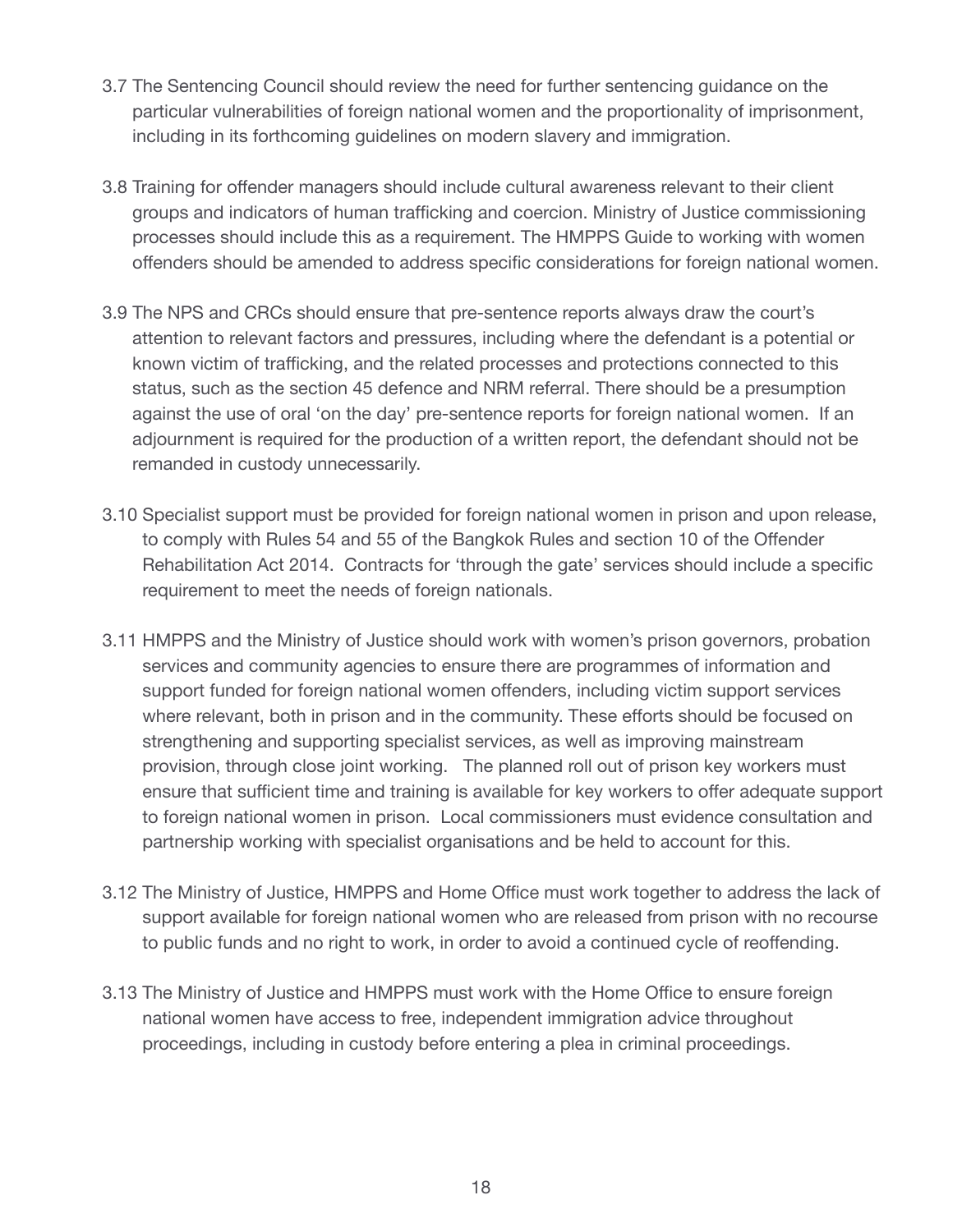3.7 The Sentencing Council should review the need for further sentencing guidance on the particular vulnerabilities of foreign national women and the proportionality of imprisonment, including in its forthcoming guidelines on modern slavery and immigration.

3.8 Training for offender managers should include cultural awareness relevant to their client groups and indicators of human trafficking and coercion. Ministry of Justice commissioning processes should include this as a requirement. The HMPPS Guide to working with women offenders should be amended to address specific considerations for foreign national women.

3.9 The NPS and CRCs should ensure that pre-sentence reports always draw the court's attention to relevant factors and pressures, including where the defendant is a potential or known victim of trafficking, and the related processes and protections connected to this status, such as the section 45 defence and NRM referral. There should be a presumption against the use of oral 'on the day' pre-sentence reports for foreign national women. If an adjournment is required for the production of a written report, the defendant should not be remanded in custody unnecessarily.

3.10 Specialist support must be provided for foreign national women in prison and upon release, to comply with Rules 54 and 55 of the Bangkok Rules and section 10 of the Offender Rehabilitation Act 2014. Contracts for 'through the gate' services should include a specific requirement to meet the needs of foreign nationals.

3.11 HMPPS and the Ministry of Justice should work with women's prison governors, probation services and community agencies to ensure there are programmes of information and support funded for foreign national women offenders, including victim support services where relevant, both in prison and in the community. These efforts should be focused on strengthening and supporting specialist services, as well as improving mainstream provision, through close joint working. The planned roll out of prison key workers must ensure that sufficient time and training is available for key workers to offer adequate support to foreign national women in prison. Local commissioners must evidence consultation and partnership working with specialist organisations and be held to account for this.

3.12 The Ministry of Justice, HMPPS and Home Office must work together to address the lack of support available for foreign national women who are released from prison with no recourse to public funds and no right to work, in order to avoid a continued cycle of reoffending.

3.13 The Ministry of Justice and HMPPS must work with the Home Office to ensure foreign national women have access to free, independent immigration advice throughout proceedings, including in custody before entering a plea in criminal proceedings.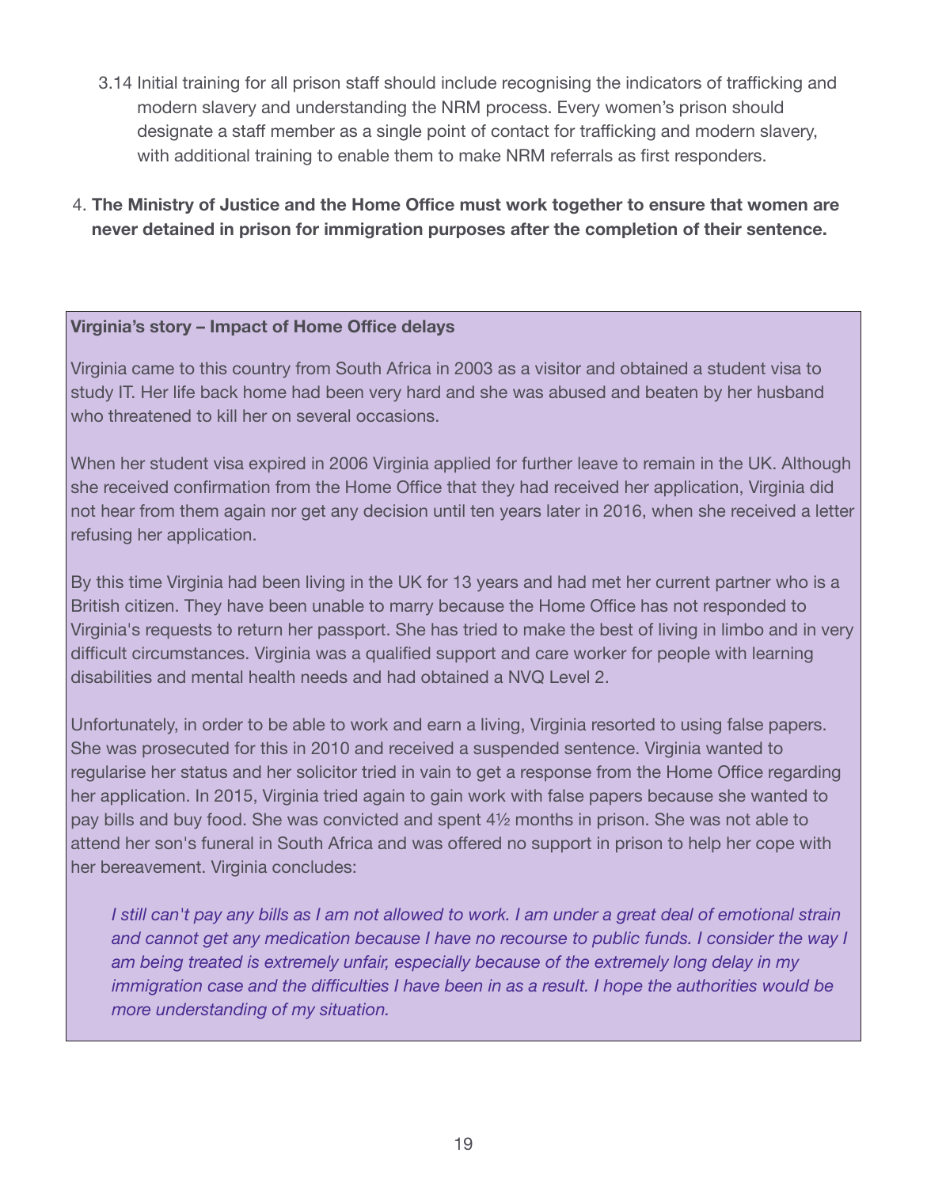3.14 Initial training for all prison staff should include recognising the indicators of trafficking and modern slavery and understanding the NRM process. Every women's prison should designate a staff member as a single point of contact for trafficking and modern slavery, with additional training to enable them to make NRM referrals as first responders.

4. **The Ministry of Justice and the Home Office must work together to ensure that women are never detained in prison for immigration purposes after the completion of their sentence.**

**Virginia's story – Impact of Home Office delays**

Virginia came to this country from South Africa in 2003 as a visitor and obtained a student visa to study IT. Her life back home had been very hard and she was abused and beaten by her husband who threatened to kill her on several occasions.

When her student visa expired in 2006 Virginia applied for further leave to remain in the UK. Although she received confirmation from the Home Office that they had received her application, Virginia did not hear from them again nor get any decision until ten years later in 2016, when she received a letter refusing her application.

By this time Virginia had been living in the UK for 13 years and had met her current partner who is a British citizen. They have been unable to marry because the Home Office has not responded to Virginia's requests to return her passport. She has tried to make the best of living in limbo and in very difficult circumstances. Virginia was a qualified support and care worker for people with learning disabilities and mental health needs and had obtained a NVQ Level 2.

Unfortunately, in order to be able to work and earn a living, Virginia resorted to using false papers. She was prosecuted for this in 2010 and received a suspended sentence. Virginia wanted to regularise her status and her solicitor tried in vain to get a response from the Home Office regarding her application. In 2015, Virginia tried again to gain work with false papers because she wanted to pay bills and buy food. She was convicted and spent 4½ months in prison. She was not able to attend her son's funeral in South Africa and was offered no support in prison to help her cope with her bereavement. Virginia concludes:

> *I still can't pay any bills as I am not allowed to work. I am under a great deal of emotional strain and cannot get any medication because I have no recourse to public funds. I consider the way I am being treated is extremely unfair, especially because of the extremely long delay in my immigration case and the difficulties I have been in as a result. I hope the authorities would be more understanding of my situation.*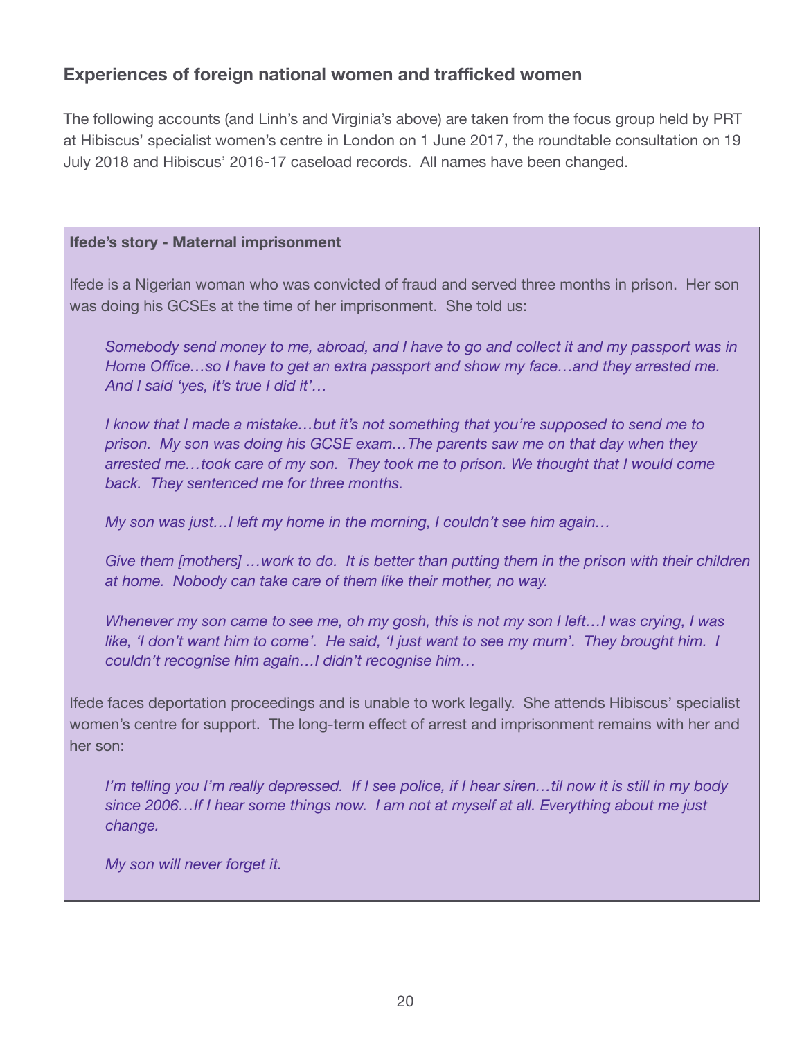## Experiences of foreign national women and trafficked women

The following accounts (and Linh's and Virginia's above) are taken from the focus group held by PRT at Hibiscus' specialist women's centre in London on 1 June 2017, the roundtable consultation on 19 July 2018 and Hibiscus' 2016-17 caseload records. All names have been changed.

**Ifede's story - Maternal imprisonment**

Ifede is a Nigerian woman who was convicted of fraud and served three months in prison. Her son was doing his GCSEs at the time of her imprisonment. She told us:

> *Somebody send money to me, abroad, and I have to go and collect it and my passport was in Home Office…so I have to get an extra passport and show my face…and they arrested me. And I said 'yes, it's true I did it'…*
>
> *I know that I made a mistake…but it's not something that you're supposed to send me to prison. My son was doing his GCSE exam…The parents saw me on that day when they arrested me…took care of my son. They took me to prison. We thought that I would come back. They sentenced me for three months.*
>
> *My son was just…I left my home in the morning, I couldn't see him again…*
>
> *Give them [mothers] …work to do. It is better than putting them in the prison with their children at home. Nobody can take care of them like their mother, no way.*
>
> *Whenever my son came to see me, oh my gosh, this is not my son I left…I was crying, I was like, 'I don't want him to come'. He said, 'I just want to see my mum'. They brought him. I couldn't recognise him again…I didn't recognise him…*

Ifede faces deportation proceedings and is unable to work legally. She attends Hibiscus' specialist women's centre for support. The long-term effect of arrest and imprisonment remains with her and her son:

> *I'm telling you I'm really depressed. If I see police, if I hear siren…til now it is still in my body since 2006…If I hear some things now. I am not at myself at all. Everything about me just change.*
>
> *My son will never forget it.*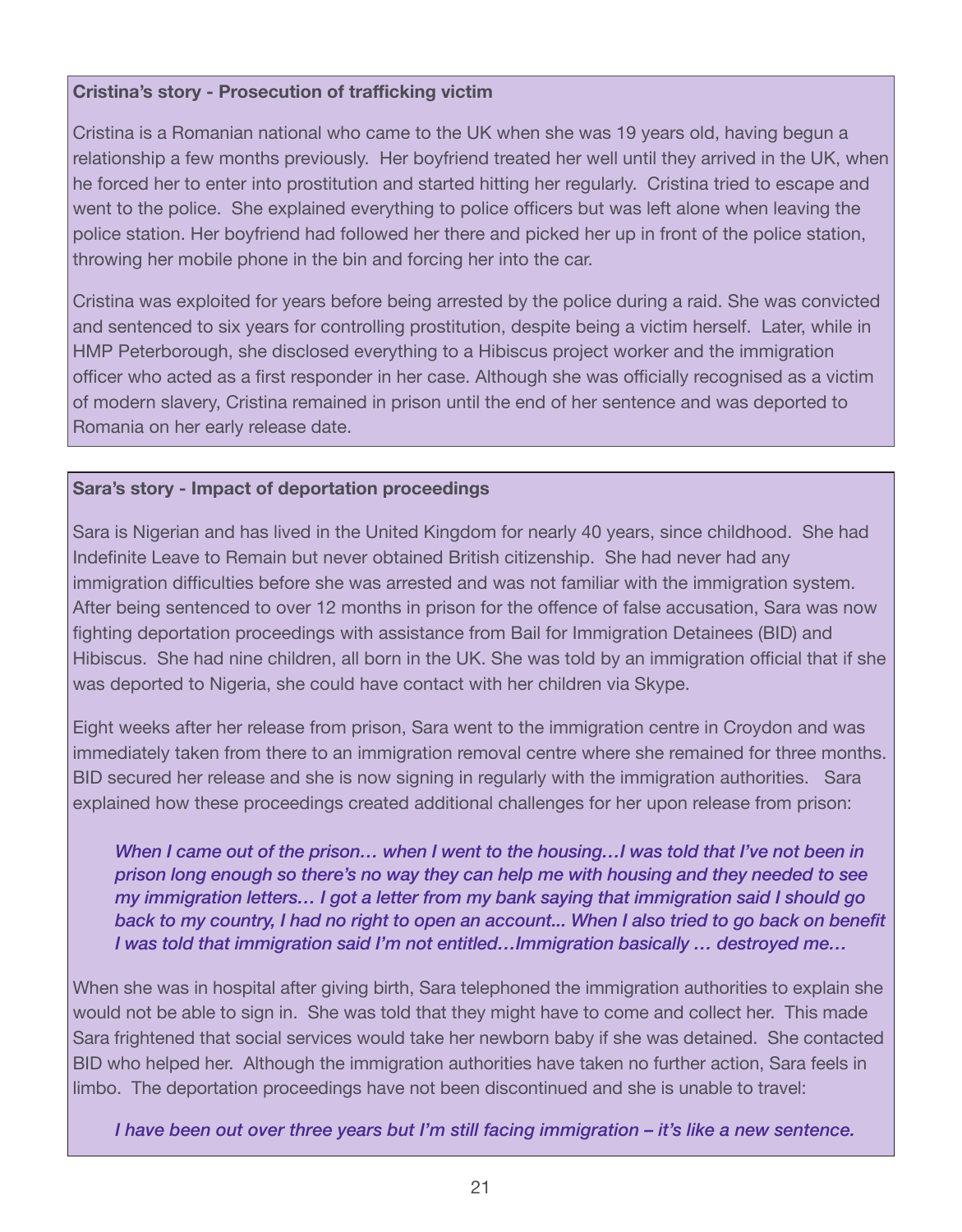**Cristina's story - Prosecution of trafficking victim**

Cristina is a Romanian national who came to the UK when she was 19 years old, having begun a relationship a few months previously. Her boyfriend treated her well until they arrived in the UK, when he forced her to enter into prostitution and started hitting her regularly. Cristina tried to escape and went to the police. She explained everything to police officers but was left alone when leaving the police station. Her boyfriend had followed her there and picked her up in front of the police station, throwing her mobile phone in the bin and forcing her into the car.

Cristina was exploited for years before being arrested by the police during a raid. She was convicted and sentenced to six years for controlling prostitution, despite being a victim herself. Later, while in HMP Peterborough, she disclosed everything to a Hibiscus project worker and the immigration officer who acted as a first responder in her case. Although she was officially recognised as a victim of modern slavery, Cristina remained in prison until the end of her sentence and was deported to Romania on her early release date.

**Sara's story - Impact of deportation proceedings**

Sara is Nigerian and has lived in the United Kingdom for nearly 40 years, since childhood. She had Indefinite Leave to Remain but never obtained British citizenship. She had never had any immigration difficulties before she was arrested and was not familiar with the immigration system. After being sentenced to over 12 months in prison for the offence of false accusation, Sara was now fighting deportation proceedings with assistance from Bail for Immigration Detainees (BID) and Hibiscus. She had nine children, all born in the UK. She was told by an immigration official that if she was deported to Nigeria, she could have contact with her children via Skype.

Eight weeks after her release from prison, Sara went to the immigration centre in Croydon and was immediately taken from there to an immigration removal centre where she remained for three months. BID secured her release and she is now signing in regularly with the immigration authorities. Sara explained how these proceedings created additional challenges for her upon release from prison:

> *When I came out of the prison… when I went to the housing…I was told that I've not been in prison long enough so there's no way they can help me with housing and they needed to see my immigration letters… I got a letter from my bank saying that immigration said I should go back to my country, I had no right to open an account... When I also tried to go back on benefit I was told that immigration said I'm not entitled…Immigration basically … destroyed me…*

When she was in hospital after giving birth, Sara telephoned the immigration authorities to explain she would not be able to sign in. She was told that they might have to come and collect her. This made Sara frightened that social services would take her newborn baby if she was detained. She contacted BID who helped her. Although the immigration authorities have taken no further action, Sara feels in limbo. The deportation proceedings have not been discontinued and she is unable to travel:

> *I have been out over three years but I'm still facing immigration – it's like a new sentence.*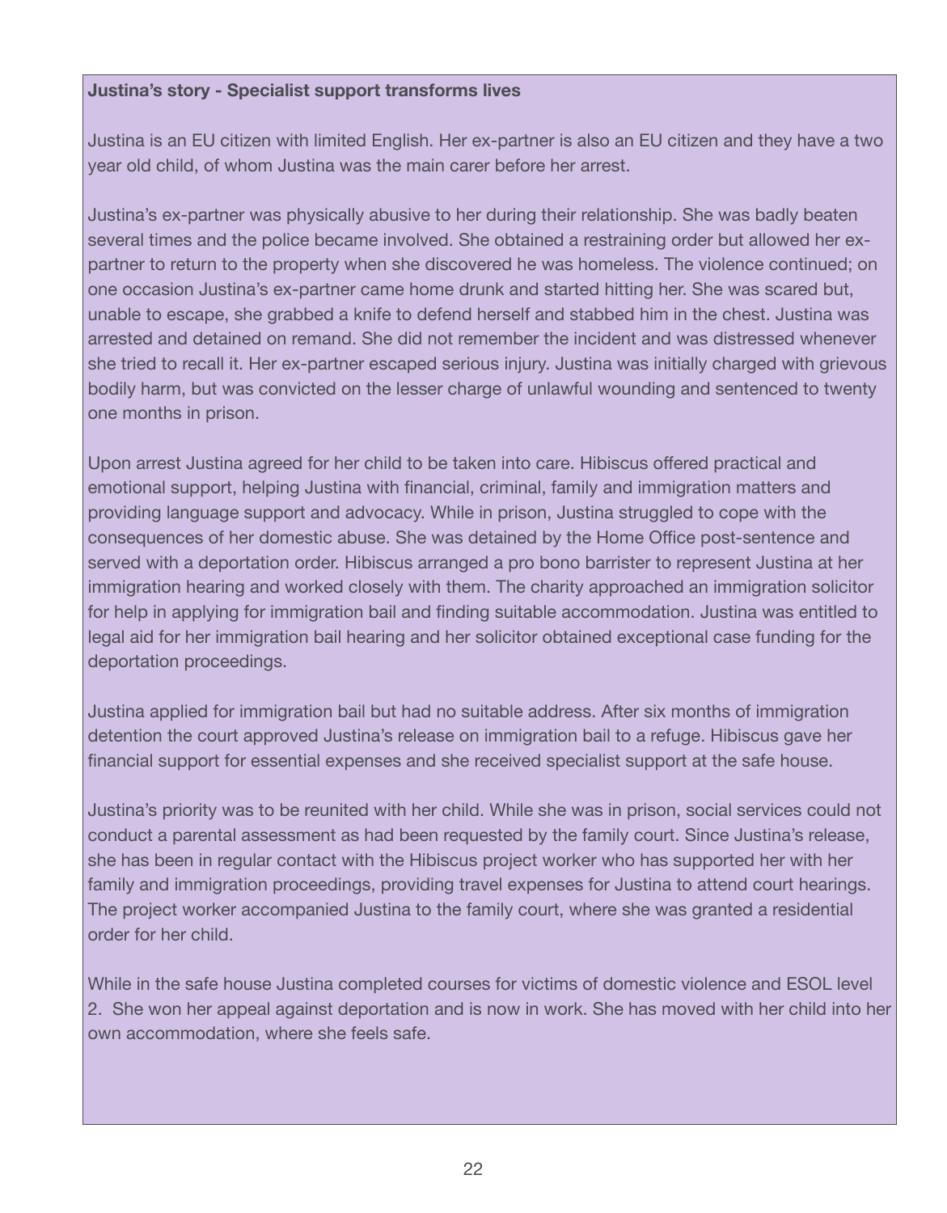**Justina's story - Specialist support transforms lives**

Justina is an EU citizen with limited English. Her ex-partner is also an EU citizen and they have a two year old child, of whom Justina was the main carer before her arrest.

Justina's ex-partner was physically abusive to her during their relationship. She was badly beaten several times and the police became involved. She obtained a restraining order but allowed her ex-partner to return to the property when she discovered he was homeless. The violence continued; on one occasion Justina's ex-partner came home drunk and started hitting her. She was scared but, unable to escape, she grabbed a knife to defend herself and stabbed him in the chest. Justina was arrested and detained on remand. She did not remember the incident and was distressed whenever she tried to recall it. Her ex-partner escaped serious injury. Justina was initially charged with grievous bodily harm, but was convicted on the lesser charge of unlawful wounding and sentenced to twenty one months in prison.

Upon arrest Justina agreed for her child to be taken into care. Hibiscus offered practical and emotional support, helping Justina with financial, criminal, family and immigration matters and providing language support and advocacy. While in prison, Justina struggled to cope with the consequences of her domestic abuse. She was detained by the Home Office post-sentence and served with a deportation order. Hibiscus arranged a pro bono barrister to represent Justina at her immigration hearing and worked closely with them. The charity approached an immigration solicitor for help in applying for immigration bail and finding suitable accommodation. Justina was entitled to legal aid for her immigration bail hearing and her solicitor obtained exceptional case funding for the deportation proceedings.

Justina applied for immigration bail but had no suitable address. After six months of immigration detention the court approved Justina's release on immigration bail to a refuge. Hibiscus gave her financial support for essential expenses and she received specialist support at the safe house.

Justina's priority was to be reunited with her child. While she was in prison, social services could not conduct a parental assessment as had been requested by the family court. Since Justina's release, she has been in regular contact with the Hibiscus project worker who has supported her with her family and immigration proceedings, providing travel expenses for Justina to attend court hearings. The project worker accompanied Justina to the family court, where she was granted a residential order for her child.

While in the safe house Justina completed courses for victims of domestic violence and ESOL level 2. She won her appeal against deportation and is now in work. She has moved with her child into her own accommodation, where she feels safe.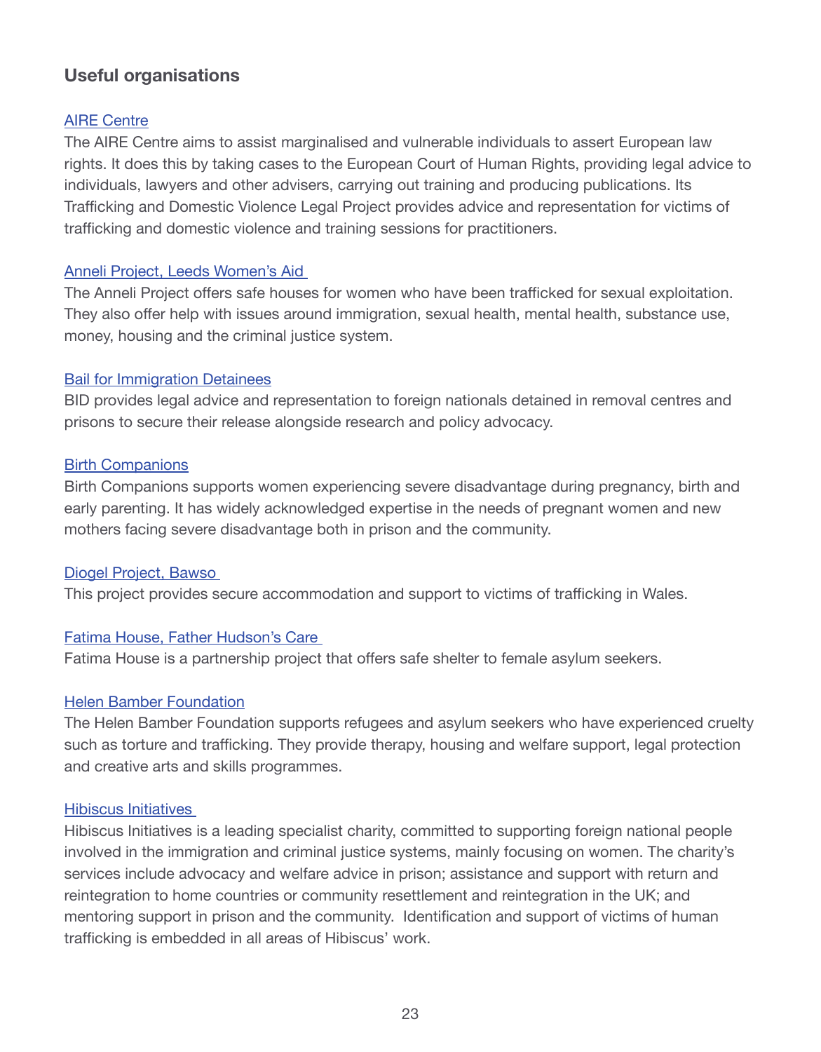## Useful organisations

AIRE Centre

The AIRE Centre aims to assist marginalised and vulnerable individuals to assert European law rights. It does this by taking cases to the European Court of Human Rights, providing legal advice to individuals, lawyers and other advisers, carrying out training and producing publications. Its Trafficking and Domestic Violence Legal Project provides advice and representation for victims of trafficking and domestic violence and training sessions for practitioners.

Anneli Project, Leeds Women's Aid

The Anneli Project offers safe houses for women who have been trafficked for sexual exploitation. They also offer help with issues around immigration, sexual health, mental health, substance use, money, housing and the criminal justice system.

Bail for Immigration Detainees

BID provides legal advice and representation to foreign nationals detained in removal centres and prisons to secure their release alongside research and policy advocacy.

Birth Companions

Birth Companions supports women experiencing severe disadvantage during pregnancy, birth and early parenting. It has widely acknowledged expertise in the needs of pregnant women and new mothers facing severe disadvantage both in prison and the community.

Diogel Project, Bawso

This project provides secure accommodation and support to victims of trafficking in Wales.

Fatima House, Father Hudson's Care

Fatima House is a partnership project that offers safe shelter to female asylum seekers.

Helen Bamber Foundation

The Helen Bamber Foundation supports refugees and asylum seekers who have experienced cruelty such as torture and trafficking. They provide therapy, housing and welfare support, legal protection and creative arts and skills programmes.

Hibiscus Initiatives

Hibiscus Initiatives is a leading specialist charity, committed to supporting foreign national people involved in the immigration and criminal justice systems, mainly focusing on women. The charity's services include advocacy and welfare advice in prison; assistance and support with return and reintegration to home countries or community resettlement and reintegration in the UK; and mentoring support in prison and the community. Identification and support of victims of human trafficking is embedded in all areas of Hibiscus' work.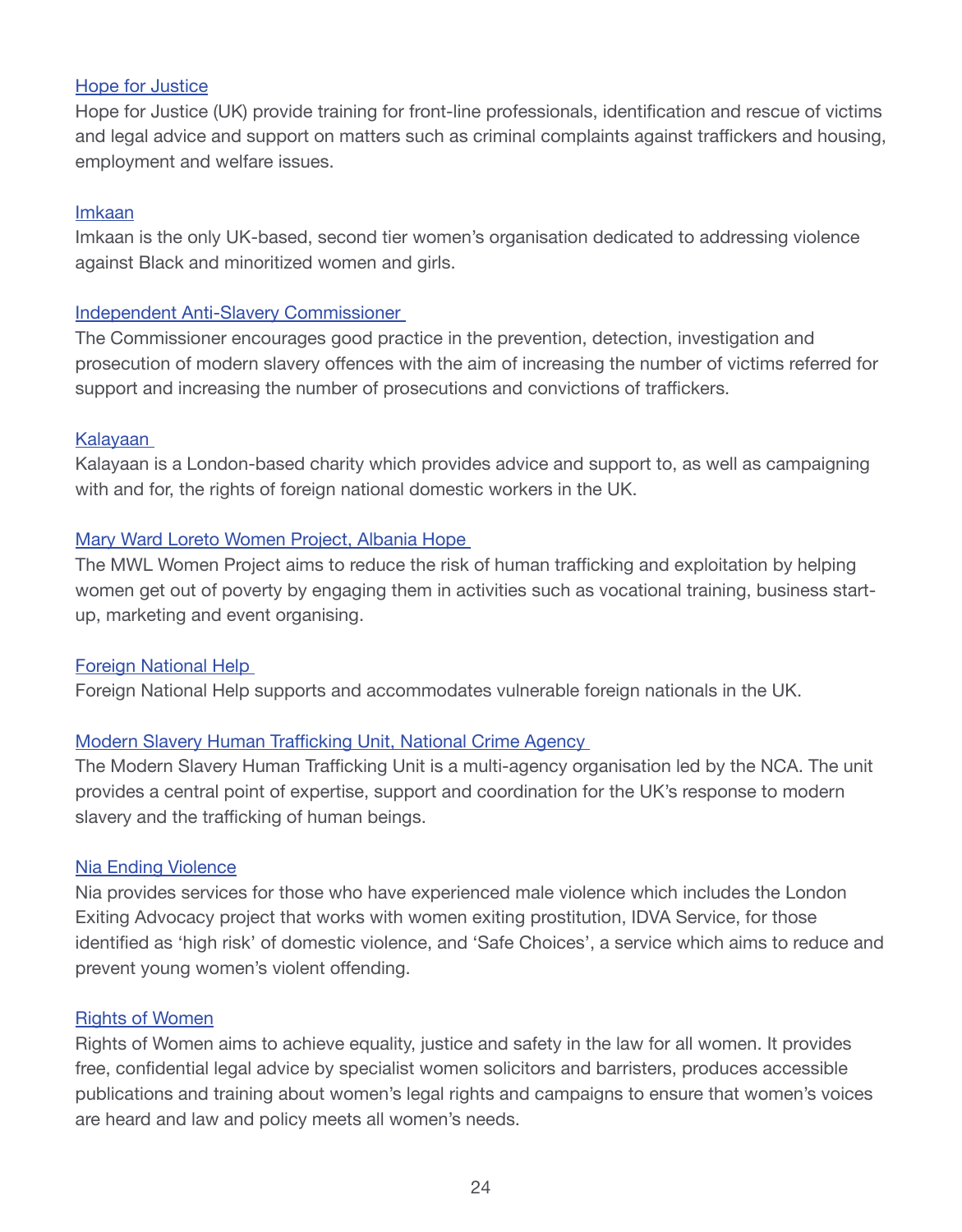Hope for Justice

Hope for Justice (UK) provide training for front-line professionals, identification and rescue of victims and legal advice and support on matters such as criminal complaints against traffickers and housing, employment and welfare issues.

Imkaan

Imkaan is the only UK-based, second tier women's organisation dedicated to addressing violence against Black and minoritized women and girls.

Independent Anti-Slavery Commissioner

The Commissioner encourages good practice in the prevention, detection, investigation and prosecution of modern slavery offences with the aim of increasing the number of victims referred for support and increasing the number of prosecutions and convictions of traffickers.

Kalayaan

Kalayaan is a London-based charity which provides advice and support to, as well as campaigning with and for, the rights of foreign national domestic workers in the UK.

Mary Ward Loreto Women Project, Albania Hope

The MWL Women Project aims to reduce the risk of human trafficking and exploitation by helping women get out of poverty by engaging them in activities such as vocational training, business start-up, marketing and event organising.

Foreign National Help

Foreign National Help supports and accommodates vulnerable foreign nationals in the UK.

Modern Slavery Human Trafficking Unit, National Crime Agency

The Modern Slavery Human Trafficking Unit is a multi-agency organisation led by the NCA. The unit provides a central point of expertise, support and coordination for the UK's response to modern slavery and the trafficking of human beings.

Nia Ending Violence

Nia provides services for those who have experienced male violence which includes the London Exiting Advocacy project that works with women exiting prostitution, IDVA Service, for those identified as 'high risk' of domestic violence, and 'Safe Choices', a service which aims to reduce and prevent young women's violent offending.

Rights of Women

Rights of Women aims to achieve equality, justice and safety in the law for all women. It provides free, confidential legal advice by specialist women solicitors and barristers, produces accessible publications and training about women's legal rights and campaigns to ensure that women's voices are heard and law and policy meets all women's needs.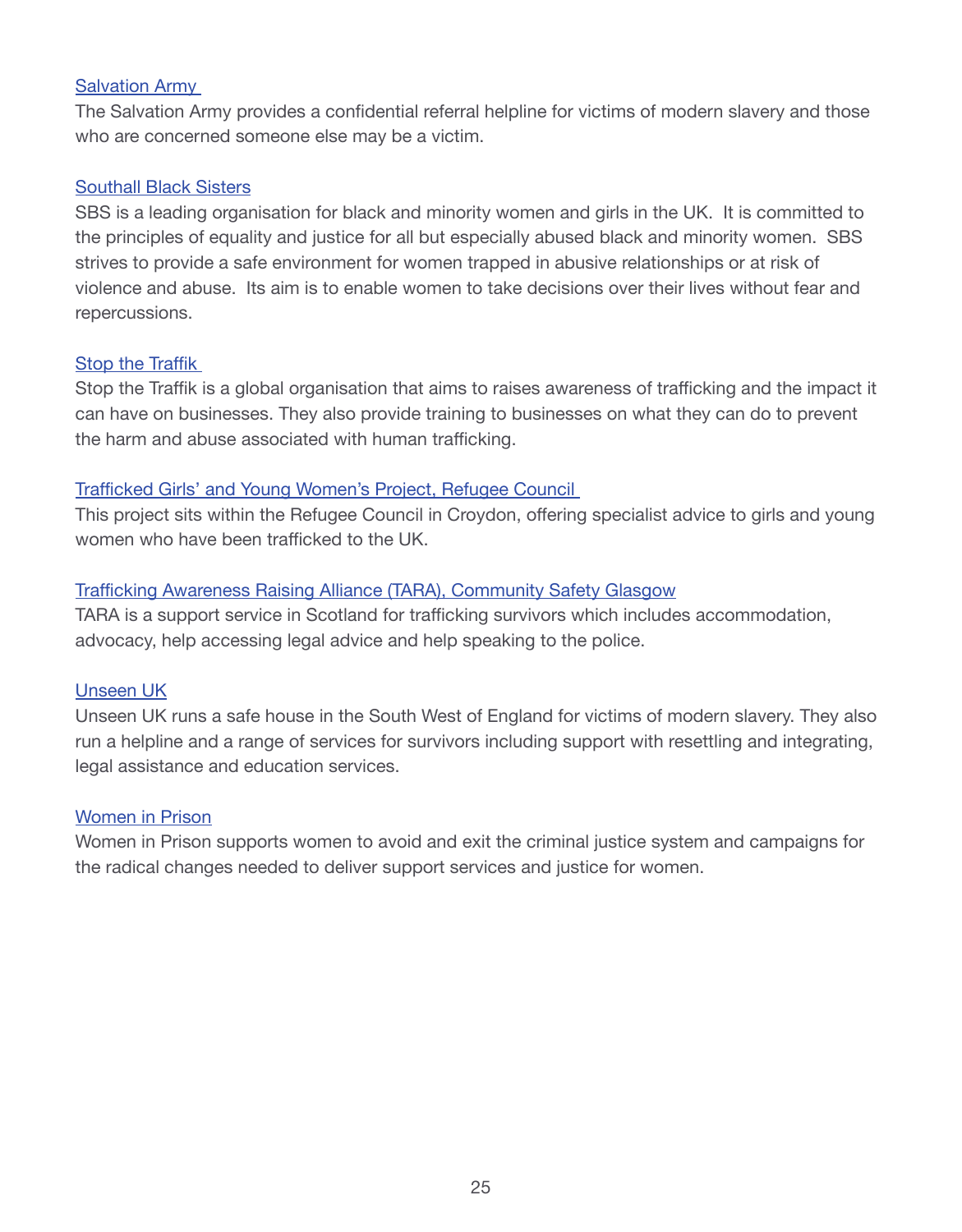[Salvation Army](#)

The Salvation Army provides a confidential referral helpline for victims of modern slavery and those who are concerned someone else may be a victim.

[Southall Black Sisters](#)

SBS is a leading organisation for black and minority women and girls in the UK. It is committed to the principles of equality and justice for all but especially abused black and minority women. SBS strives to provide a safe environment for women trapped in abusive relationships or at risk of violence and abuse. Its aim is to enable women to take decisions over their lives without fear and repercussions.

[Stop the Traffik](#)

Stop the Traffik is a global organisation that aims to raises awareness of trafficking and the impact it can have on businesses. They also provide training to businesses on what they can do to prevent the harm and abuse associated with human trafficking.

[Trafficked Girls' and Young Women's Project, Refugee Council](#)

This project sits within the Refugee Council in Croydon, offering specialist advice to girls and young women who have been trafficked to the UK.

[Trafficking Awareness Raising Alliance (TARA), Community Safety Glasgow](#)

TARA is a support service in Scotland for trafficking survivors which includes accommodation, advocacy, help accessing legal advice and help speaking to the police.

[Unseen UK](#)

Unseen UK runs a safe house in the South West of England for victims of modern slavery. They also run a helpline and a range of services for survivors including support with resettling and integrating, legal assistance and education services.

[Women in Prison](#)

Women in Prison supports women to avoid and exit the criminal justice system and campaigns for the radical changes needed to deliver support services and justice for women.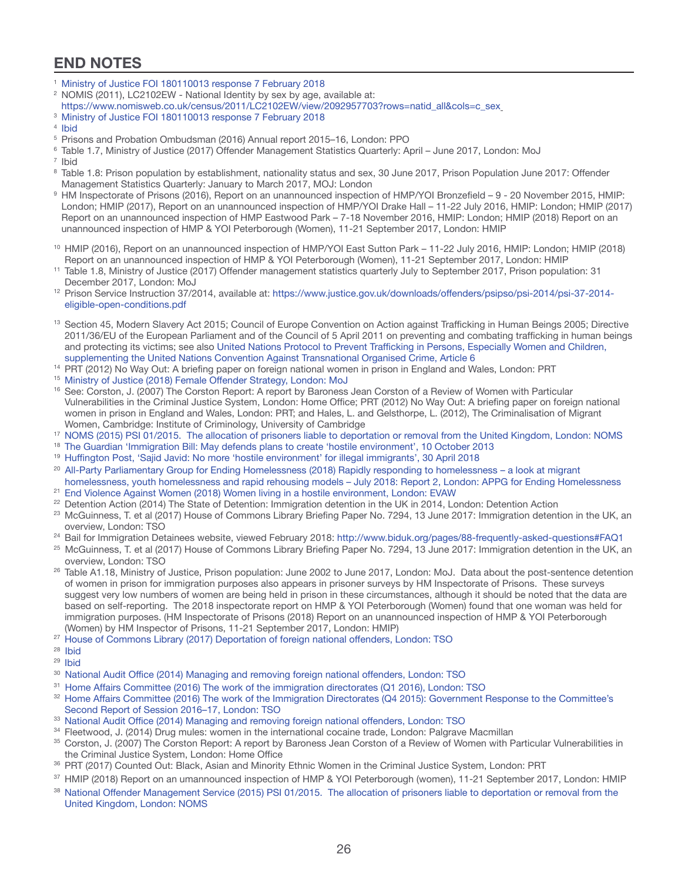## END NOTES

[1] Ministry of Justice FOI 180110013 response 7 February 2018

[2] NOMIS (2011), LC2102EW - National Identity by sex by age, available at: https://www.nomisweb.co.uk/census/2011/LC2102EW/view/2092957703?rows=natid_all&cols=c_sex

[3] Ministry of Justice FOI 180110013 response 7 February 2018

[4] Ibid

[5] Prisons and Probation Ombudsman (2016) Annual report 2015–16, London: PPO

[6] Table 1.7, Ministry of Justice (2017) Offender Management Statistics Quarterly: April – June 2017, London: MoJ

[7] Ibid

[8] Table 1.8: Prison population by establishment, nationality status and sex, 30 June 2017, Prison Population June 2017: Offender Management Statistics Quarterly: January to March 2017, MOJ: London

[9] HM Inspectorate of Prisons (2016), Report on an unannounced inspection of HMP/YOI Bronzefield – 9 - 20 November 2015, HMIP: London; HMIP (2017), Report on an unannounced inspection of HMP/YOI Drake Hall – 11-22 July 2016, HMIP: London; HMIP (2017) Report on an unannounced inspection of HMP Eastwood Park – 7-18 November 2016, HMIP: London; HMIP (2018) Report on an unannounced inspection of HMP & YOI Peterborough (Women), 11-21 September 2017, London: HMIP

[10] HMIP (2016), Report on an unannounced inspection of HMP/YOI East Sutton Park – 11-22 July 2016, HMIP: London; HMIP (2018) Report on an unannounced inspection of HMP & YOI Peterborough (Women), 11-21 September 2017, London: HMIP

[11] Table 1.8, Ministry of Justice (2017) Offender management statistics quarterly July to September 2017, Prison population: 31 December 2017, London: MoJ

[12] Prison Service Instruction 37/2014, available at: https://www.justice.gov.uk/downloads/offenders/psipso/psi-2014/psi-37-2014-eligible-open-conditions.pdf

[13] Section 45, Modern Slavery Act 2015; Council of Europe Convention on Action against Trafficking in Human Beings 2005; Directive 2011/36/EU of the European Parliament and of the Council of 5 April 2011 on preventing and combating trafficking in human beings and protecting its victims; see also United Nations Protocol to Prevent Trafficking in Persons, Especially Women and Children, supplementing the United Nations Convention Against Transnational Organised Crime, Article 6

[14] PRT (2012) No Way Out: A briefing paper on foreign national women in prison in England and Wales, London: PRT

[15] Ministry of Justice (2018) Female Offender Strategy, London: MoJ

[16] See: Corston, J. (2007) The Corston Report: A report by Baroness Jean Corston of a Review of Women with Particular Vulnerabilities in the Criminal Justice System, London: Home Office; PRT (2012) No Way Out: A briefing paper on foreign national women in prison in England and Wales, London: PRT; and Hales, L. and Gelsthorpe, L. (2012), The Criminalisation of Migrant Women, Cambridge: Institute of Criminology, University of Cambridge

[17] NOMS (2015) PSI 01/2015. The allocation of prisoners liable to deportation or removal from the United Kingdom, London: NOMS

[18] The Guardian 'Immigration Bill: May defends plans to create 'hostile environment', 10 October 2013

[19] Huffington Post, 'Sajid Javid: No more 'hostile environment' for illegal immigrants', 30 April 2018

[20] All-Party Parliamentary Group for Ending Homelessness (2018) Rapidly responding to homelessness – a look at migrant homelessness, youth homelessness and rapid rehousing models – July 2018: Report 2, London: APPG for Ending Homelessness

[21] End Violence Against Women (2018) Women living in a hostile environment, London: EVAW

[22] Detention Action (2014) The State of Detention: Immigration detention in the UK in 2014, London: Detention Action

[23] McGuinness, T. et al (2017) House of Commons Library Briefing Paper No. 7294, 13 June 2017: Immigration detention in the UK, an overview, London: TSO

[24] Bail for Immigration Detainees website, viewed February 2018: http://www.biduk.org/pages/88-frequently-asked-questions#FAQ1

[25] McGuinness, T. et al (2017) House of Commons Library Briefing Paper No. 7294, 13 June 2017: Immigration detention in the UK, an overview, London: TSO

[26] Table A1.18, Ministry of Justice, Prison population: June 2002 to June 2017, London: MoJ. Data about the post-sentence detention of women in prison for immigration purposes also appears in prisoner surveys by HM Inspectorate of Prisons. These surveys suggest very low numbers of women are being held in prison in these circumstances, although it should be noted that the data are based on self-reporting. The 2018 inspectorate report on HMP & YOI Peterborough (Women) found that one woman was held for immigration purposes. (HM Inspectorate of Prisons (2018) Report on an unannounced inspection of HMP & YOI Peterborough (Women) by HM Inspector of Prisons, 11-21 September 2017, London: HMIP)

[27] House of Commons Library (2017) Deportation of foreign national offenders, London: TSO

[28] Ibid

[29] Ibid

[30] National Audit Office (2014) Managing and removing foreign national offenders, London: TSO

[31] Home Affairs Committee (2016) The work of the immigration directorates (Q1 2016), London: TSO

[32] Home Affairs Committee (2016) The work of the Immigration Directorates (Q4 2015): Government Response to the Committee's Second Report of Session 2016–17, London: TSO

[33] National Audit Office (2014) Managing and removing foreign national offenders, London: TSO

[34] Fleetwood, J. (2014) Drug mules: women in the international cocaine trade, London: Palgrave Macmillan

[35] Corston, J. (2007) The Corston Report: A report by Baroness Jean Corston of a Review of Women with Particular Vulnerabilities in the Criminal Justice System, London: Home Office

[36] PRT (2017) Counted Out: Black, Asian and Minority Ethnic Women in the Criminal Justice System, London: PRT

[37] HMIP (2018) Report on an umannounced inspection of HMP & YOI Peterborough (women), 11-21 September 2017, London: HMIP

[38] National Offender Management Service (2015) PSI 01/2015. The allocation of prisoners liable to deportation or removal from the United Kingdom, London: NOMS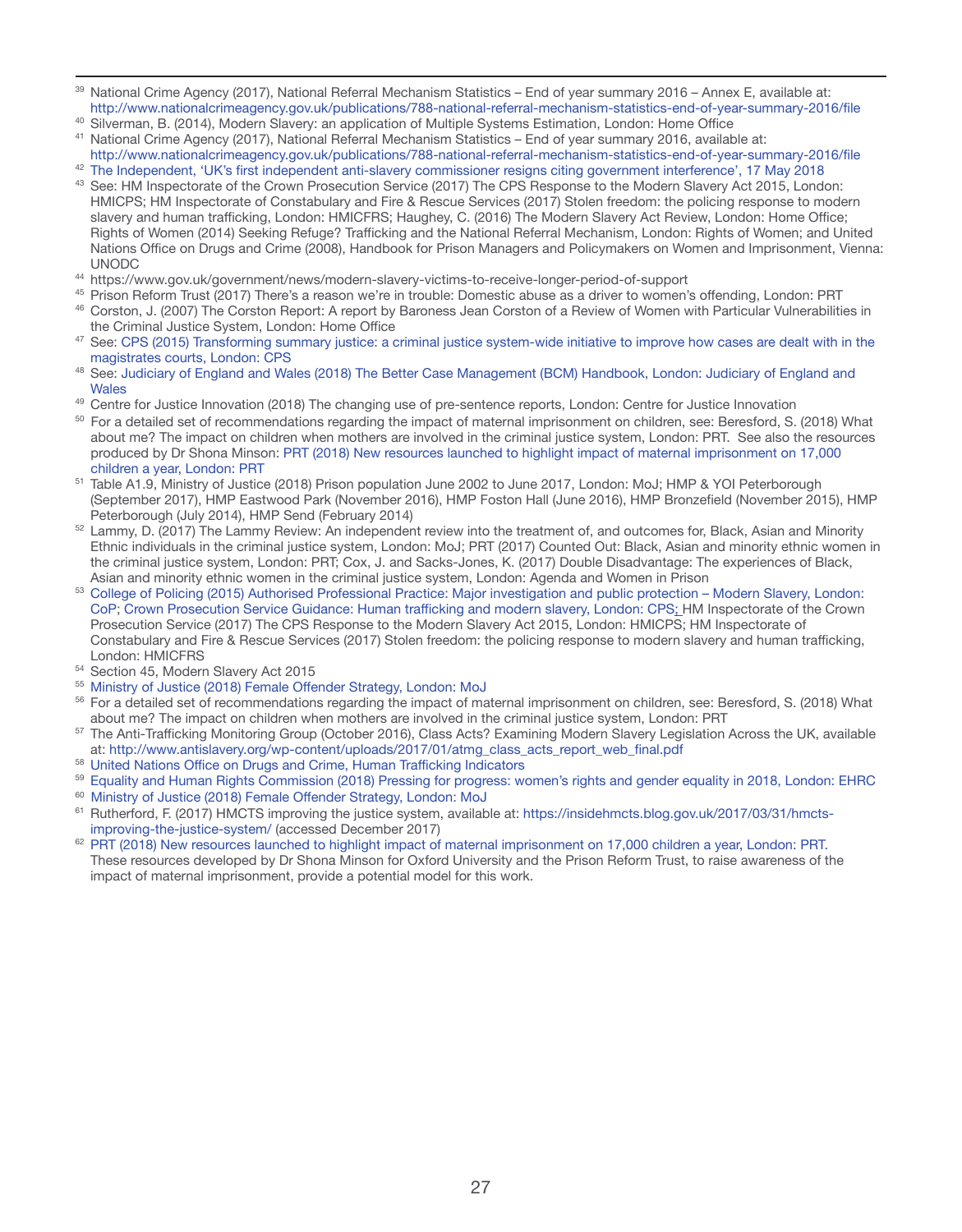[39] National Crime Agency (2017), National Referral Mechanism Statistics – End of year summary 2016 – Annex E, available at: http://www.nationalcrimeagency.gov.uk/publications/788-national-referral-mechanism-statistics-end-of-year-summary-2016/file

[40] Silverman, B. (2014), Modern Slavery: an application of Multiple Systems Estimation, London: Home Office

[41] National Crime Agency (2017), National Referral Mechanism Statistics – End of year summary 2016, available at: http://www.nationalcrimeagency.gov.uk/publications/788-national-referral-mechanism-statistics-end-of-year-summary-2016/file

[42] The Independent, 'UK's first independent anti-slavery commissioner resigns citing government interference', 17 May 2018

[43] See: HM Inspectorate of the Crown Prosecution Service (2017) The CPS Response to the Modern Slavery Act 2015, London: HMICPS; HM Inspectorate of Constabulary and Fire & Rescue Services (2017) Stolen freedom: the policing response to modern slavery and human trafficking, London: HMICFRS; Haughey, C. (2016) The Modern Slavery Act Review, London: Home Office; Rights of Women (2014) Seeking Refuge? Trafficking and the National Referral Mechanism, London: Rights of Women; and United Nations Office on Drugs and Crime (2008), Handbook for Prison Managers and Policymakers on Women and Imprisonment, Vienna: UNODC

[44] https://www.gov.uk/government/news/modern-slavery-victims-to-receive-longer-period-of-support

[45] Prison Reform Trust (2017) There's a reason we're in trouble: Domestic abuse as a driver to women's offending, London: PRT

[46] Corston, J. (2007) The Corston Report: A report by Baroness Jean Corston of a Review of Women with Particular Vulnerabilities in the Criminal Justice System, London: Home Office

[47] See: CPS (2015) Transforming summary justice: a criminal justice system-wide initiative to improve how cases are dealt with in the magistrates courts, London: CPS

[48] See: Judiciary of England and Wales (2018) The Better Case Management (BCM) Handbook, London: Judiciary of England and Wales

[49] Centre for Justice Innovation (2018) The changing use of pre-sentence reports, London: Centre for Justice Innovation

[50] For a detailed set of recommendations regarding the impact of maternal imprisonment on children, see: Beresford, S. (2018) What about me? The impact on children when mothers are involved in the criminal justice system, London: PRT. See also the resources produced by Dr Shona Minson: PRT (2018) New resources launched to highlight impact of maternal imprisonment on 17,000 children a year, London: PRT

[51] Table A1.9, Ministry of Justice (2018) Prison population June 2002 to June 2017, London: MoJ; HMP & YOI Peterborough (September 2017), HMP Eastwood Park (November 2016), HMP Foston Hall (June 2016), HMP Bronzefield (November 2015), HMP Peterborough (July 2014), HMP Send (February 2014)

[52] Lammy, D. (2017) The Lammy Review: An independent review into the treatment of, and outcomes for, Black, Asian and Minority Ethnic individuals in the criminal justice system, London: MoJ; PRT (2017) Counted Out: Black, Asian and minority ethnic women in the criminal justice system, London: PRT; Cox, J. and Sacks-Jones, K. (2017) Double Disadvantage: The experiences of Black, Asian and minority ethnic women in the criminal justice system, London: Agenda and Women in Prison

[53] College of Policing (2015) Authorised Professional Practice: Major investigation and public protection – Modern Slavery, London: CoP; Crown Prosecution Service Guidance: Human trafficking and modern slavery, London: CPS; HM Inspectorate of the Crown Prosecution Service (2017) The CPS Response to the Modern Slavery Act 2015, London: HMICPS; HM Inspectorate of Constabulary and Fire & Rescue Services (2017) Stolen freedom: the policing response to modern slavery and human trafficking, London: HMICFRS

[54] Section 45, Modern Slavery Act 2015

[55] Ministry of Justice (2018) Female Offender Strategy, London: MoJ

[56] For a detailed set of recommendations regarding the impact of maternal imprisonment on children, see: Beresford, S. (2018) What about me? The impact on children when mothers are involved in the criminal justice system, London: PRT

[57] The Anti-Trafficking Monitoring Group (October 2016), Class Acts? Examining Modern Slavery Legislation Across the UK, available at: http://www.antislavery.org/wp-content/uploads/2017/01/atmg_class_acts_report_web_final.pdf

[58] United Nations Office on Drugs and Crime, Human Trafficking Indicators

[59] Equality and Human Rights Commission (2018) Pressing for progress: women's rights and gender equality in 2018, London: EHRC

[60] Ministry of Justice (2018) Female Offender Strategy, London: MoJ

[61] Rutherford, F. (2017) HMCTS improving the justice system, available at: https://insidehmcts.blog.gov.uk/2017/03/31/hmcts-improving-the-justice-system/ (accessed December 2017)

[62] PRT (2018) New resources launched to highlight impact of maternal imprisonment on 17,000 children a year, London: PRT. These resources developed by Dr Shona Minson for Oxford University and the Prison Reform Trust, to raise awareness of the impact of maternal imprisonment, provide a potential model for this work.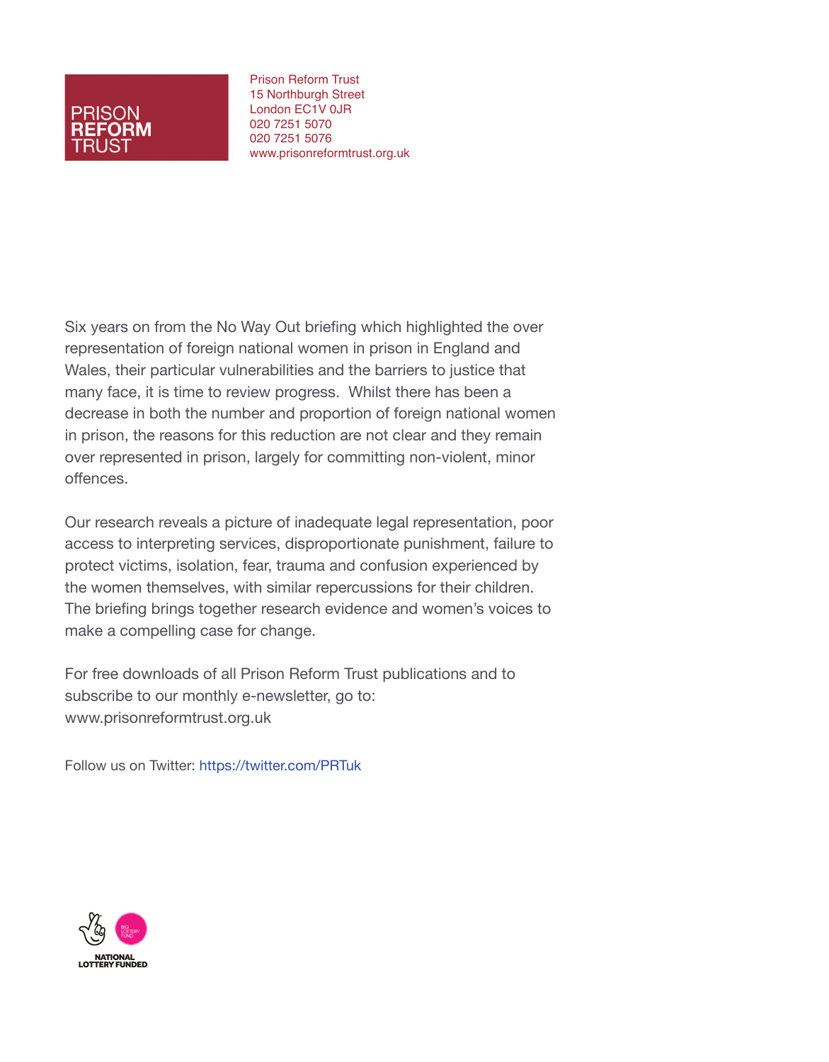PRISON
**REFORM**
TRUST

Prison Reform Trust
15 Northburgh Street
London EC1V 0JR
020 7251 5070
020 7251 5076
www.prisonreformtrust.org.uk

Six years on from the No Way Out briefing which highlighted the over representation of foreign national women in prison in England and Wales, their particular vulnerabilities and the barriers to justice that many face, it is time to review progress. Whilst there has been a decrease in both the number and proportion of foreign national women in prison, the reasons for this reduction are not clear and they remain over represented in prison, largely for committing non-violent, minor offences.

Our research reveals a picture of inadequate legal representation, poor access to interpreting services, disproportionate punishment, failure to protect victims, isolation, fear, trauma and confusion experienced by the women themselves, with similar repercussions for their children. The briefing brings together research evidence and women's voices to make a compelling case for change.

For free downloads of all Prison Reform Trust publications and to subscribe to our monthly e-newsletter, go to: www.prisonreformtrust.org.uk

Follow us on Twitter: https://twitter.com/PRTuk

BIG LOTTERY FUND

NATIONAL LOTTERY FUNDED